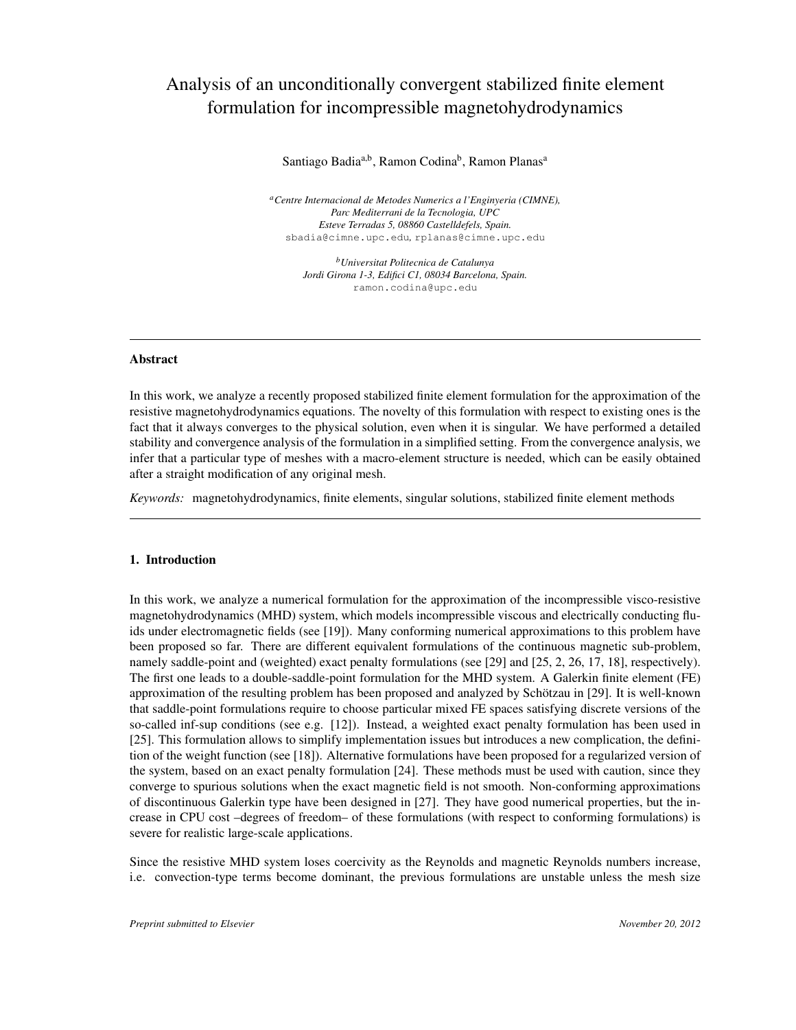# Analysis of an unconditionally convergent stabilized finite element formulation for incompressible magnetohydrodynamics

Santiago Badia[a,b], Ramon Codina[b], Ramon Planas[a]

[a] *Centre Internacional de Metodes Numerics a l'Enginyeria (CIMNE), Parc Mediterrani de la Tecnologia, UPC Esteve Terradas 5, 08860 Castelldefels, Spain.*
sbadia@cimne.upc.edu, rplanas@cimne.upc.edu

[b] *Universitat Politecnica de Catalunya Jordi Girona 1-3, Edifici C1, 08034 Barcelona, Spain.*
ramon.codina@upc.edu

---

### Abstract

In this work, we analyze a recently proposed stabilized finite element formulation for the approximation of the resistive magnetohydrodynamics equations. The novelty of this formulation with respect to existing ones is the fact that it always converges to the physical solution, even when it is singular. We have performed a detailed stability and convergence analysis of the formulation in a simplified setting. From the convergence analysis, we infer that a particular type of meshes with a macro-element structure is needed, which can be easily obtained after a straight modification of any original mesh.

*Keywords:* magnetohydrodynamics, finite elements, singular solutions, stabilized finite element methods

---

## 1. Introduction

In this work, we analyze a numerical formulation for the approximation of the incompressible visco-resistive magnetohydrodynamics (MHD) system, which models incompressible viscous and electrically conducting fluids under electromagnetic fields (see [19]). Many conforming numerical approximations to this problem have been proposed so far. There are different equivalent formulations of the continuous magnetic sub-problem, namely saddle-point and (weighted) exact penalty formulations (see [29] and [25, 2, 26, 17, 18], respectively). The first one leads to a double-saddle-point formulation for the MHD system. A Galerkin finite element (FE) approximation of the resulting problem has been proposed and analyzed by Schötzau in [29]. It is well-known that saddle-point formulations require to choose particular mixed FE spaces satisfying discrete versions of the so-called inf-sup conditions (see e.g. [12]). Instead, a weighted exact penalty formulation has been used in [25]. This formulation allows to simplify implementation issues but introduces a new complication, the definition of the weight function (see [18]). Alternative formulations have been proposed for a regularized version of the system, based on an exact penalty formulation [24]. These methods must be used with caution, since they converge to spurious solutions when the exact magnetic field is not smooth. Non-conforming approximations of discontinuous Galerkin type have been designed in [27]. They have good numerical properties, but the increase in CPU cost –degrees of freedom– of these formulations (with respect to conforming formulations) is severe for realistic large-scale applications.

Since the resistive MHD system loses coercivity as the Reynolds and magnetic Reynolds numbers increase, i.e. convection-type terms become dominant, the previous formulations are unstable unless the mesh size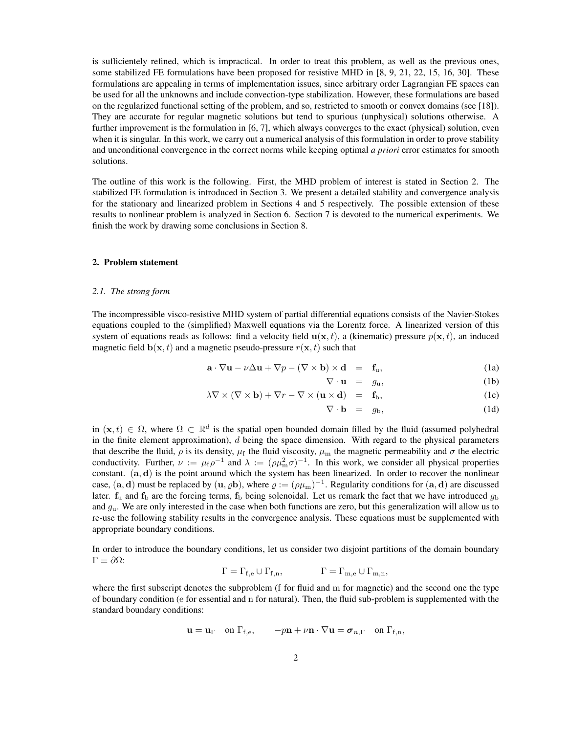is sufficiently refined, which is impractical. In order to treat this problem, as well as the previous ones, some stabilized FE formulations have been proposed for resistive MHD in [8, 9, 21, 22, 15, 16, 30]. These formulations are appealing in terms of implementation issues, since arbitrary order Lagrangian FE spaces can be used for all the unknowns and include convection-type stabilization. However, these formulations are based on the regularized functional setting of the problem, and so, restricted to smooth or convex domains (see [18]). They are accurate for regular magnetic solutions but tend to spurious (unphysical) solutions otherwise. A further improvement is the formulation in [6, 7], which always converges to the exact (physical) solution, even when it is singular. In this work, we carry out a numerical analysis of this formulation in order to prove stability and unconditional convergence in the correct norms while keeping optimal *a priori* error estimates for smooth solutions.

The outline of this work is the following. First, the MHD problem of interest is stated in Section 2. The stabilized FE formulation is introduced in Section 3. We present a detailed stability and convergence analysis for the stationary and linearized problem in Sections 4 and 5 respectively. The possible extension of these results to nonlinear problem is analyzed in Section 6. Section 7 is devoted to the numerical experiments. We finish the work by drawing some conclusions in Section 8.

## 2. Problem statement

### 2.1. The strong form

The incompressible visco-resistive MHD system of partial differential equations consists of the Navier-Stokes equations coupled to the (simplified) Maxwell equations via the Lorentz force. A linearized version of this system of equations reads as follows: find a velocity field $\mathbf{u}(\mathbf{x}, t)$, a (kinematic) pressure $p(\mathbf{x}, t)$, an induced magnetic field $\mathbf{b}(\mathbf{x}, t)$ and a magnetic pseudo-pressure $r(\mathbf{x}, t)$ such that

$$\mathbf{a} \cdot \nabla \mathbf{u} - \nu \Delta \mathbf{u} + \nabla p - (\nabla \times \mathbf{b}) \times \mathbf{d} = \mathbf{f}_{\mathrm{u}}, \tag{1a}$$

$$\nabla \cdot \mathbf{u} = g_{\mathrm{u}}, \tag{1b}$$

$$\lambda \nabla \times (\nabla \times \mathbf{b}) + \nabla r - \nabla \times (\mathbf{u} \times \mathbf{d}) = \mathbf{f}_{\mathrm{b}}, \tag{1c}$$

$$\nabla \cdot \mathbf{b} = g_{\mathrm{b}}, \tag{1d}$$

in $(\mathbf{x}, t) \in \Omega$, where $\Omega \subset \mathbb{R}^d$ is the spatial open bounded domain filled by the fluid (assumed polyhedral in the finite element approximation), $d$ being the space dimension. With regard to the physical parameters that describe the fluid, $\rho$ is its density, $\mu_{\mathrm{f}}$ the fluid viscosity, $\mu_{\mathrm{m}}$ the magnetic permeability and $\sigma$ the electric conductivity. Further, $\nu := \mu_{\mathrm{f}} \rho^{-1}$ and $\lambda := (\rho \mu_{\mathrm{m}}^2 \sigma)^{-1}$. In this work, we consider all physical properties constant. $(\mathbf{a}, \mathbf{d})$ is the point around which the system has been linearized. In order to recover the nonlinear case, $(\mathbf{a}, \mathbf{d})$ must be replaced by $(\mathbf{u}, \varrho \mathbf{b})$, where $\varrho := (\rho \mu_{\mathrm{m}})^{-1}$. Regularity conditions for $(\mathbf{a}, \mathbf{d})$ are discussed later. $\mathbf{f}_{\mathrm{u}}$ and $\mathbf{f}_{\mathrm{b}}$ are the forcing terms, $\mathbf{f}_{\mathrm{b}}$ being solenoidal. Let us remark the fact that we have introduced $g_{\mathrm{b}}$ and $g_{\mathrm{u}}$. We are only interested in the case when both functions are zero, but this generalization will allow us to re-use the following stability results in the convergence analysis. These equations must be supplemented with appropriate boundary conditions.

In order to introduce the boundary conditions, let us consider two disjoint partitions of the domain boundary $\Gamma \equiv \partial \Omega$:

$$\Gamma = \Gamma_{\mathrm{f,e}} \cup \Gamma_{\mathrm{f,n}}, \qquad \Gamma = \Gamma_{\mathrm{m,e}} \cup \Gamma_{\mathrm{m,n}},$$

where the first subscript denotes the subproblem (f for fluid and m for magnetic) and the second one the type of boundary condition (e for essential and n for natural). Then, the fluid sub-problem is supplemented with the standard boundary conditions:

$$\mathbf{u} = \mathbf{u}_{\Gamma} \quad \text{on } \Gamma_{\mathrm{f,e}}, \qquad -p\mathbf{n} + \nu \mathbf{n} \cdot \nabla \mathbf{u} = \boldsymbol{\sigma}_{n,\Gamma} \quad \text{on } \Gamma_{\mathrm{f,n}},$$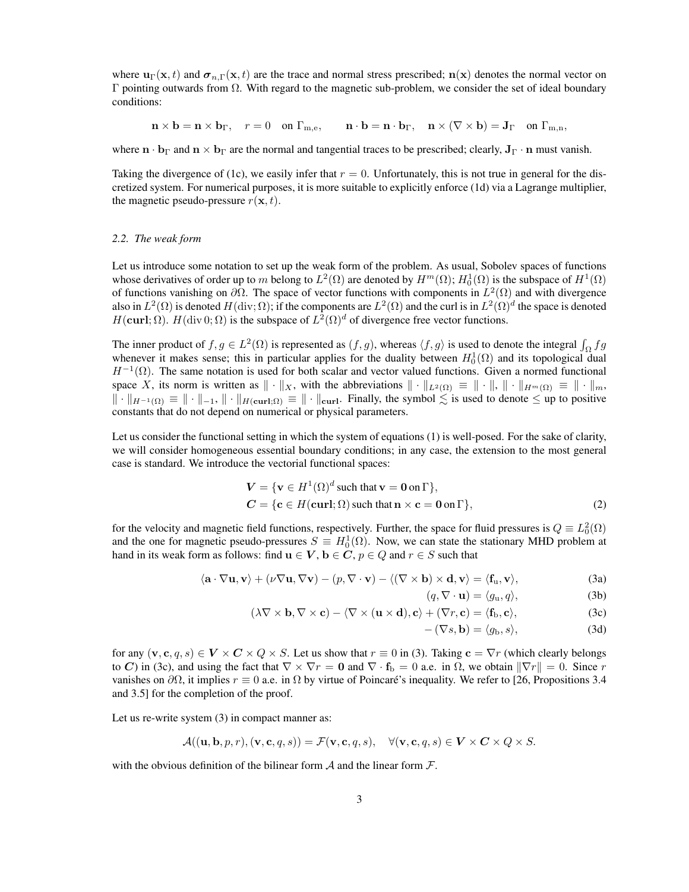where $\mathbf{u}_\Gamma(\mathbf{x},t)$ and $\boldsymbol{\sigma}_{n,\Gamma}(\mathbf{x},t)$ are the trace and normal stress prescribed; $\mathbf{n}(\mathbf{x})$ denotes the normal vector on $\Gamma$ pointing outwards from $\Omega$. With regard to the magnetic sub-problem, we consider the set of ideal boundary conditions:

$$\mathbf{n}\times\mathbf{b} = \mathbf{n}\times\mathbf{b}_\Gamma, \quad r = 0 \quad \text{on } \Gamma_{\mathrm{m,e}}, \qquad \mathbf{n}\cdot\mathbf{b} = \mathbf{n}\cdot\mathbf{b}_\Gamma, \quad \mathbf{n}\times(\nabla\times\mathbf{b}) = \mathbf{J}_\Gamma \quad \text{on } \Gamma_{\mathrm{m,n}},$$

where $\mathbf{n}\cdot\mathbf{b}_\Gamma$ and $\mathbf{n}\times\mathbf{b}_\Gamma$ are the normal and tangential traces to be prescribed; clearly, $\mathbf{J}_\Gamma\cdot\mathbf{n}$ must vanish.

Taking the divergence of (1c), we easily infer that $r=0$. Unfortunately, this is not true in general for the discretized system. For numerical purposes, it is more suitable to explicitly enforce (1d) via a Lagrange multiplier, the magnetic pseudo-pressure $r(\mathbf{x},t)$.

### *2.2. The weak form*

Let us introduce some notation to set up the weak form of the problem. As usual, Sobolev spaces of functions whose derivatives of order up to $m$ belong to $L^2(\Omega)$ are denoted by $H^m(\Omega)$; $H^1_0(\Omega)$ is the subspace of $H^1(\Omega)$ of functions vanishing on $\partial\Omega$. The space of vector functions with components in $L^2(\Omega)$ and with divergence also in $L^2(\Omega)$ is denoted $H(\mathrm{div};\Omega)$; if the components are $L^2(\Omega)$ and the curl is in $L^2(\Omega)^d$ the space is denoted $H(\mathbf{curl};\Omega)$. $H(\mathrm{div}\,0;\Omega)$ is the subspace of $L^2(\Omega)^d$ of divergence free vector functions.

The inner product of $f,g\in L^2(\Omega)$ is represented as $(f,g)$, whereas $\langle f,g\rangle$ is used to denote the integral $\int_\Omega fg$ whenever it makes sense; this in particular applies for the duality between $H^1_0(\Omega)$ and its topological dual $H^{-1}(\Omega)$. The same notation is used for both scalar and vector valued functions. Given a normed functional space $X$, its norm is written as $\|\cdot\|_X$, with the abbreviations $\|\cdot\|_{L^2(\Omega)}\equiv\|\cdot\|$, $\|\cdot\|_{H^m(\Omega)}\equiv\|\cdot\|_m$, $\|\cdot\|_{H^{-1}(\Omega)}\equiv\|\cdot\|_{-1}$, $\|\cdot\|_{H(\mathbf{curl};\Omega)}\equiv\|\cdot\|_{\mathbf{curl}}$. Finally, the symbol $\lesssim$ is used to denote $\leq$ up to positive constants that do not depend on numerical or physical parameters.

Let us consider the functional setting in which the system of equations (1) is well-posed. For the sake of clarity, we will consider homogeneous essential boundary conditions; in any case, the extension to the most general case is standard. We introduce the vectorial functional spaces:

$$\begin{aligned}
\boldsymbol{V} &= \{\mathbf{v}\in H^1(\Omega)^d \text{ such that } \mathbf{v}=\mathbf{0} \text{ on } \Gamma\},\\
\boldsymbol{C} &= \{\mathbf{c}\in H(\mathbf{curl};\Omega) \text{ such that } \mathbf{n}\times\mathbf{c}=\mathbf{0} \text{ on } \Gamma\},
\end{aligned} \tag{2}$$

for the velocity and magnetic field functions, respectively. Further, the space for fluid pressures is $Q\equiv L^2_0(\Omega)$ and the one for magnetic pseudo-pressures $S\equiv H^1_0(\Omega)$. Now, we can state the stationary MHD problem at hand in its weak form as follows: find $\mathbf{u}\in\boldsymbol{V}$, $\mathbf{b}\in\boldsymbol{C}$, $p\in Q$ and $r\in S$ such that

$$\langle \mathbf{a}\cdot\nabla\mathbf{u},\mathbf{v}\rangle + (\nu\nabla\mathbf{u},\nabla\mathbf{v}) - (p,\nabla\cdot\mathbf{v}) - \langle(\nabla\times\mathbf{b})\times\mathbf{d},\mathbf{v}\rangle = \langle\mathbf{f}_{\mathrm{u}},\mathbf{v}\rangle, \tag{3a}$$

$$(q,\nabla\cdot\mathbf{u}) = \langle g_{\mathrm{u}},q\rangle, \tag{3b}$$

$$(\lambda\nabla\times\mathbf{b},\nabla\times\mathbf{c}) - \langle\nabla\times(\mathbf{u}\times\mathbf{d}),\mathbf{c}\rangle + (\nabla r,\mathbf{c}) = \langle\mathbf{f}_{\mathrm{b}},\mathbf{c}\rangle, \tag{3c}$$

$$-(\nabla s,\mathbf{b}) = \langle g_{\mathrm{b}},s\rangle, \tag{3d}$$

for any $(\mathbf{v},\mathbf{c},q,s)\in\boldsymbol{V}\times\boldsymbol{C}\times Q\times S$. Let us show that $r\equiv 0$ in (3). Taking $\mathbf{c}=\nabla r$ (which clearly belongs to $\boldsymbol{C}$) in (3c), and using the fact that $\nabla\times\nabla r=\mathbf{0}$ and $\nabla\cdot\mathbf{f}_{\mathrm{b}}=0$ a.e. in $\Omega$, we obtain $\|\nabla r\|=0$. Since $r$ vanishes on $\partial\Omega$, it implies $r\equiv 0$ a.e. in $\Omega$ by virtue of Poincaré's inequality. We refer to [26, Propositions 3.4 and 3.5] for the completion of the proof.

Let us re-write system (3) in compact manner as:

$$\mathcal{A}((\mathbf{u},\mathbf{b},p,r),(\mathbf{v},\mathbf{c},q,s)) = \mathcal{F}(\mathbf{v},\mathbf{c},q,s), \quad \forall(\mathbf{v},\mathbf{c},q,s)\in\boldsymbol{V}\times\boldsymbol{C}\times Q\times S.$$

with the obvious definition of the bilinear form $\mathcal{A}$ and the linear form $\mathcal{F}$.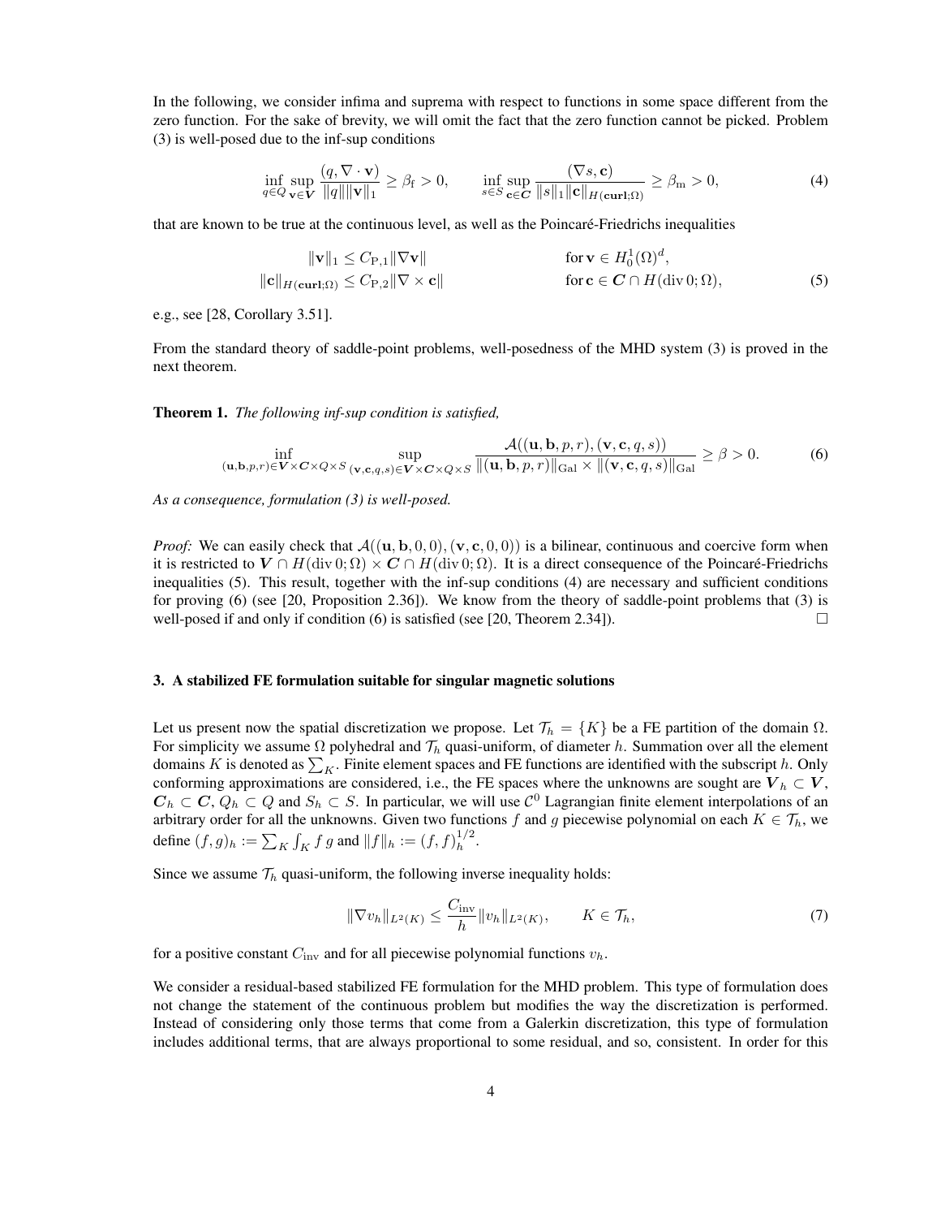In the following, we consider infima and suprema with respect to functions in some space different from the zero function. For the sake of brevity, we will omit the fact that the zero function cannot be picked. Problem (3) is well-posed due to the inf-sup conditions

$$\inf_{q \in Q} \sup_{\mathbf{v} \in \boldsymbol{V}} \frac{(q, \nabla \cdot \mathbf{v})}{\|q\| \|\mathbf{v}\|_1} \geq \beta_{\mathrm{f}} > 0, \qquad \inf_{s \in S} \sup_{\mathbf{c} \in \boldsymbol{C}} \frac{(\nabla s, \mathbf{c})}{\|s\|_1 \|\mathbf{c}\|_{H(\mathbf{curl};\Omega)}} \geq \beta_{\mathrm{m}} > 0, \tag{4}$$

that are known to be true at the continuous level, as well as the Poincaré-Friedrichs inequalities

$$\begin{aligned} \|\mathbf{v}\|_1 &\leq C_{\mathrm{P},1} \|\nabla \mathbf{v}\| && \text{for } \mathbf{v} \in H_0^1(\Omega)^d, \\ \|\mathbf{c}\|_{H(\mathbf{curl};\Omega)} &\leq C_{\mathrm{P},2} \|\nabla \times \mathbf{c}\| && \text{for } \mathbf{c} \in \boldsymbol{C} \cap H(\operatorname{div} 0; \Omega), \end{aligned} \tag{5}$$

e.g., see [28, Corollary 3.51].

From the standard theory of saddle-point problems, well-posedness of the MHD system (3) is proved in the next theorem.

**Theorem 1.** *The following inf-sup condition is satisfied,*

$$\inf_{(\mathbf{u},\mathbf{b},p,r) \in \boldsymbol{V} \times \boldsymbol{C} \times Q \times S} \ \sup_{(\mathbf{v},\mathbf{c},q,s) \in \boldsymbol{V} \times \boldsymbol{C} \times Q \times S} \frac{\mathcal{A}((\mathbf{u},\mathbf{b},p,r),(\mathbf{v},\mathbf{c},q,s))}{\|(\mathbf{u},\mathbf{b},p,r)\|_{\mathrm{Gal}} \times \|(\mathbf{v},\mathbf{c},q,s)\|_{\mathrm{Gal}}} \geq \beta > 0. \tag{6}$$

*As a consequence, formulation (3) is well-posed.*

*Proof:* We can easily check that $\mathcal{A}((\mathbf{u},\mathbf{b},0,0),(\mathbf{v},\mathbf{c},0,0))$ is a bilinear, continuous and coercive form when it is restricted to $\boldsymbol{V} \cap H(\operatorname{div} 0; \Omega) \times \boldsymbol{C} \cap H(\operatorname{div} 0; \Omega)$. It is a direct consequence of the Poincaré-Friedrichs inequalities (5). This result, together with the inf-sup conditions (4) are necessary and sufficient conditions for proving (6) (see [20, Proposition 2.36]). We know from the theory of saddle-point problems that (3) is well-posed if and only if condition (6) is satisfied (see [20, Theorem 2.34]). □

## 3. A stabilized FE formulation suitable for singular magnetic solutions

Let us present now the spatial discretization we propose. Let $\mathcal{T}_h = \{K\}$ be a FE partition of the domain $\Omega$. For simplicity we assume $\Omega$ polyhedral and $\mathcal{T}_h$ quasi-uniform, of diameter $h$. Summation over all the element domains $K$ is denoted as $\sum_K$. Finite element spaces and FE functions are identified with the subscript $h$. Only conforming approximations are considered, i.e., the FE spaces where the unknowns are sought are $\boldsymbol{V}_h \subset \boldsymbol{V}$, $\boldsymbol{C}_h \subset \boldsymbol{C}$, $Q_h \subset Q$ and $S_h \subset S$. In particular, we will use $\mathcal{C}^0$ Lagrangian finite element interpolations of an arbitrary order for all the unknowns. Given two functions $f$ and $g$ piecewise polynomial on each $K \in \mathcal{T}_h$, we define $(f,g)_h := \sum_K \int_K f\, g$ and $\|f\|_h := (f,f)_h^{1/2}$.

Since we assume $\mathcal{T}_h$ quasi-uniform, the following inverse inequality holds:

$$\|\nabla v_h\|_{L^2(K)} \leq \frac{C_{\mathrm{inv}}}{h} \|v_h\|_{L^2(K)}, \qquad K \in \mathcal{T}_h, \tag{7}$$

for a positive constant $C_{\mathrm{inv}}$ and for all piecewise polynomial functions $v_h$.

We consider a residual-based stabilized FE formulation for the MHD problem. This type of formulation does not change the statement of the continuous problem but modifies the way the discretization is performed. Instead of considering only those terms that come from a Galerkin discretization, this type of formulation includes additional terms, that are always proportional to some residual, and so, consistent. In order for this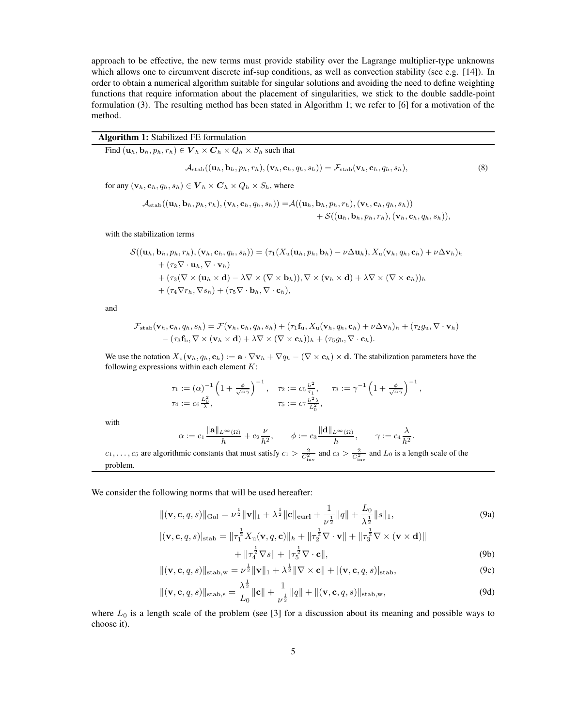approach to be effective, the new terms must provide stability over the Lagrange multiplier-type unknowns which allows one to circumvent discrete inf-sup conditions, as well as convection stability (see e.g. [14]). In order to obtain a numerical algorithm suitable for singular solutions and avoiding the need to define weighting functions that require information about the placement of singularities, we stick to the double saddle-point formulation (3). The resulting method has been stated in Algorithm 1; we refer to [6] for a motivation of the method.

**Algorithm 1:** Stabilized FE formulation

Find $(\mathbf{u}_h, \mathbf{b}_h, p_h, r_h) \in \boldsymbol{V}_h \times \boldsymbol{C}_h \times Q_h \times S_h$ such that

$$\mathcal{A}_{\text{stab}}((\mathbf{u}_h, \mathbf{b}_h, p_h, r_h), (\mathbf{v}_h, \mathbf{c}_h, q_h, s_h)) = \mathcal{F}_{\text{stab}}(\mathbf{v}_h, \mathbf{c}_h, q_h, s_h), \tag{8}$$

for any $(\mathbf{v}_h, \mathbf{c}_h, q_h, s_h) \in \boldsymbol{V}_h \times \boldsymbol{C}_h \times Q_h \times S_h$, where

$$\begin{aligned}\mathcal{A}_{\text{stab}}((\mathbf{u}_h, \mathbf{b}_h, p_h, r_h), (\mathbf{v}_h, \mathbf{c}_h, q_h, s_h)) =& \mathcal{A}((\mathbf{u}_h, \mathbf{b}_h, p_h, r_h), (\mathbf{v}_h, \mathbf{c}_h, q_h, s_h)) \\ &+ \mathcal{S}((\mathbf{u}_h, \mathbf{b}_h, p_h, r_h), (\mathbf{v}_h, \mathbf{c}_h, q_h, s_h)),\end{aligned}$$

with the stabilization terms

$$\begin{aligned}\mathcal{S}((\mathbf{u}_h, \mathbf{b}_h, p_h, r_h), (\mathbf{v}_h, \mathbf{c}_h, q_h, s_h)) =& (\tau_1(X_{\text{u}}(\mathbf{u}_h, p_h, \mathbf{b}_h) - \nu\Delta\mathbf{u}_h), X_{\text{u}}(\mathbf{v}_h, q_h, \mathbf{c}_h) + \nu\Delta\mathbf{v}_h)_h \\ &+ (\tau_2 \nabla\cdot\mathbf{u}_h, \nabla\cdot\mathbf{v}_h) \\ &+ (\tau_3(\nabla\times(\mathbf{u}_h\times\mathbf{d}) - \lambda\nabla\times(\nabla\times\mathbf{b}_h)), \nabla\times(\mathbf{v}_h\times\mathbf{d}) + \lambda\nabla\times(\nabla\times\mathbf{c}_h))_h \\ &+ (\tau_4\nabla r_h, \nabla s_h) + (\tau_5\nabla\cdot\mathbf{b}_h, \nabla\cdot\mathbf{c}_h),\end{aligned}$$

and

$$\begin{aligned}\mathcal{F}_{\text{stab}}(\mathbf{v}_h, \mathbf{c}_h, q_h, s_h) =& \mathcal{F}(\mathbf{v}_h, \mathbf{c}_h, q_h, s_h) + (\tau_1\mathbf{f}_{\text{u}}, X_{\text{u}}(\mathbf{v}_h, q_h, \mathbf{c}_h) + \nu\Delta\mathbf{v}_h)_h + (\tau_2 g_{\text{u}}, \nabla\cdot\mathbf{v}_h) \\ &- (\tau_3\mathbf{f}_{\text{b}}, \nabla\times(\mathbf{v}_h\times\mathbf{d}) + \lambda\nabla\times(\nabla\times\mathbf{c}_h))_h + (\tau_5 g_{\text{b}}, \nabla\cdot\mathbf{c}_h).\end{aligned}$$

We use the notation $X_{\text{u}}(\mathbf{v}_h, q_h, \mathbf{c}_h) := \mathbf{a}\cdot\nabla\mathbf{v}_h + \nabla q_h - (\nabla\times\mathbf{c}_h)\times\mathbf{d}$. The stabilization parameters have the following expressions within each element $K$:

$$\begin{aligned}&\tau_1 := (\alpha)^{-1}\left(1 + \tfrac{\phi}{\sqrt{\alpha\gamma}}\right)^{-1}, \quad \tau_2 := c_5\tfrac{h^2}{\tau_1}, \quad \tau_3 := \gamma^{-1}\left(1 + \tfrac{\phi}{\sqrt{\alpha\gamma}}\right)^{-1}, \\ &\tau_4 := c_6\tfrac{L_0^2}{\lambda}, \qquad\qquad\qquad\quad \tau_5 := c_7\tfrac{h^2\lambda}{L_0^2},\end{aligned}$$

with

$$\alpha := c_1\frac{\|\mathbf{a}\|_{L^\infty(\Omega)}}{h} + c_2\frac{\nu}{h^2}, \qquad \phi := c_3\frac{\|\mathbf{d}\|_{L^\infty(\Omega)}}{h}, \qquad \gamma := c_4\frac{\lambda}{h^2}.$$

$c_1, \ldots, c_5$ are algorithmic constants that must satisfy $c_1 > \frac{2}{C_{\text{inv}}^2}$ and $c_3 > \frac{2}{C_{\text{inv}}^2}$ and $L_0$ is a length scale of the problem.

We consider the following norms that will be used hereafter:

$$\|(\mathbf{v}, \mathbf{c}, q, s)\|_{\text{Gal}} = \nu^{\frac{1}{2}}\|\mathbf{v}\|_1 + \lambda^{\frac{1}{2}}\|\mathbf{c}\|_{\mathbf{curl}} + \frac{1}{\nu^{\frac{1}{2}}}\|q\| + \frac{L_0}{\lambda^{\frac{1}{2}}}\|s\|_1, \tag{9a}$$

$$\begin{aligned}|(\mathbf{v}, \mathbf{c}, q, s)|_{\text{stab}} =& \|\tau_1^{\frac{1}{2}} X_{\text{u}}(\mathbf{v}, q, \mathbf{c})\|_h + \|\tau_2^{\frac{1}{2}}\nabla\cdot\mathbf{v}\| + \|\tau_3^{\frac{1}{2}}\nabla\times(\mathbf{v}\times\mathbf{d})\| \\ &+ \|\tau_4^{\frac{1}{2}}\nabla s\| + \|\tau_5^{\frac{1}{2}}\nabla\cdot\mathbf{c}\|,\end{aligned} \tag{9b}$$

$$\|(\mathbf{v}, \mathbf{c}, q, s)\|_{\text{stab,w}} = \nu^{\frac{1}{2}}\|\mathbf{v}\|_1 + \lambda^{\frac{1}{2}}\|\nabla\times\mathbf{c}\| + |(\mathbf{v}, \mathbf{c}, q, s)|_{\text{stab}}, \tag{9c}$$

$$\|(\mathbf{v}, \mathbf{c}, q, s)\|_{\text{stab,s}} = \frac{\lambda^{\frac{1}{2}}}{L_0}\|\mathbf{c}\| + \frac{1}{\nu^{\frac{1}{2}}}\|q\| + \|(\mathbf{v}, \mathbf{c}, q, s)\|_{\text{stab,w}}, \tag{9d}$$

where $L_0$ is a length scale of the problem (see [3] for a discussion about its meaning and possible ways to choose it).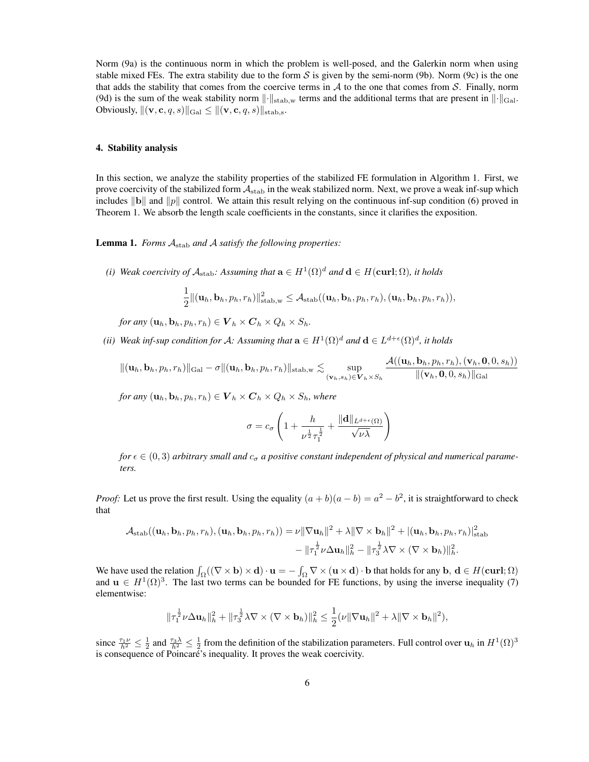Norm (9a) is the continuous norm in which the problem is well-posed, and the Galerkin norm when using stable mixed FEs. The extra stability due to the form $\mathcal{S}$ is given by the semi-norm (9b). Norm (9c) is the one that adds the stability that comes from the coercive terms in $\mathcal{A}$ to the one that comes from $\mathcal{S}$. Finally, norm (9d) is the sum of the weak stability norm $\|\cdot\|_{\mathrm{stab,w}}$ terms and the additional terms that are present in $\|\cdot\|_{\mathrm{Gal}}$. Obviously, $\|(\mathbf{v},\mathbf{c},q,s)\|_{\mathrm{Gal}} \leq \|(\mathbf{v},\mathbf{c},q,s)\|_{\mathrm{stab,s}}$.

## 4. Stability analysis

In this section, we analyze the stability properties of the stabilized FE formulation in Algorithm 1. First, we prove coercivity of the stabilized form $\mathcal{A}_{\mathrm{stab}}$ in the weak stabilized norm. Next, we prove a weak inf-sup which includes $\|\mathbf{b}\|$ and $\|p\|$ control. We attain this result relying on the continuous inf-sup condition (6) proved in Theorem 1. We absorb the length scale coefficients in the constants, since it clarifies the exposition.

**Lemma 1.** *Forms $\mathcal{A}_{\mathrm{stab}}$ and $\mathcal{A}$ satisfy the following properties:*

*(i) Weak coercivity of $\mathcal{A}_{\mathrm{stab}}$: Assuming that $\mathbf{a} \in H^1(\Omega)^d$ and $\mathbf{d} \in H(\mathbf{curl};\Omega)$, it holds*

$$\frac{1}{2}\|(\mathbf{u}_h,\mathbf{b}_h,p_h,r_h)\|^2_{\mathrm{stab,w}} \leq \mathcal{A}_{\mathrm{stab}}((\mathbf{u}_h,\mathbf{b}_h,p_h,r_h),(\mathbf{u}_h,\mathbf{b}_h,p_h,r_h)),$$

*for any $(\mathbf{u}_h,\mathbf{b}_h,p_h,r_h) \in \boldsymbol{V}_h \times \boldsymbol{C}_h \times Q_h \times S_h$.*

*(ii) Weak inf-sup condition for $\mathcal{A}$: Assuming that $\mathbf{a} \in H^1(\Omega)^d$ and $\mathbf{d} \in L^{d+\epsilon}(\Omega)^d$, it holds*

$$\|(\mathbf{u}_h,\mathbf{b}_h,p_h,r_h)\|_{\mathrm{Gal}} - \sigma\|(\mathbf{u}_h,\mathbf{b}_h,p_h,r_h)\|_{\mathrm{stab,w}} \lesssim \sup_{(\mathbf{v}_h,s_h)\in\boldsymbol{V}_h\times S_h} \frac{\mathcal{A}((\mathbf{u}_h,\mathbf{b}_h,p_h,r_h),(\mathbf{v}_h,\mathbf{0},0,s_h))}{\|(\mathbf{v}_h,\mathbf{0},0,s_h)\|_{\mathrm{Gal}}}$$

*for any $(\mathbf{u}_h,\mathbf{b}_h,p_h,r_h) \in \boldsymbol{V}_h \times \boldsymbol{C}_h \times Q_h \times S_h$, where*

$$\sigma = c_\sigma\left(1 + \frac{h}{\nu^{\frac{1}{2}}\tau_1^{\frac{1}{2}}} + \frac{\|\mathbf{d}\|_{L^{d+\epsilon}(\Omega)}}{\sqrt{\nu\lambda}}\right)$$

*for $\epsilon \in (0,3)$ arbitrary small and $c_\sigma$ a positive constant independent of physical and numerical parameters.*

*Proof:* Let us prove the first result. Using the equality $(a+b)(a-b) = a^2 - b^2$, it is straightforward to check that

$$\begin{aligned}\mathcal{A}_{\mathrm{stab}}((\mathbf{u}_h,\mathbf{b}_h,p_h,r_h),(\mathbf{u}_h,\mathbf{b}_h,p_h,r_h)) = \nu\|\nabla\mathbf{u}_h\|^2 + \lambda\|\nabla\times\mathbf{b}_h\|^2 + |(\mathbf{u}_h,\mathbf{b}_h,p_h,r_h)|^2_{\mathrm{stab}} \\ - \|\tau_1^{\frac{1}{2}}\nu\Delta\mathbf{u}_h\|_h^2 - \|\tau_3^{\frac{1}{2}}\lambda\nabla\times(\nabla\times\mathbf{b}_h)\|_h^2.\end{aligned}$$

We have used the relation $\int_\Omega((\nabla\times\mathbf{b})\times\mathbf{d})\cdot\mathbf{u} = -\int_\Omega\nabla\times(\mathbf{u}\times\mathbf{d})\cdot\mathbf{b}$ that holds for any $\mathbf{b},\,\mathbf{d} \in H(\mathbf{curl};\Omega)$ and $\mathbf{u} \in H^1(\Omega)^3$. The last two terms can be bounded for FE functions, by using the inverse inequality (7) elementwise:

$$\|\tau_1^{\frac{1}{2}}\nu\Delta\mathbf{u}_h\|_h^2 + \|\tau_3^{\frac{1}{2}}\lambda\nabla\times(\nabla\times\mathbf{b}_h)\|_h^2 \leq \frac{1}{2}(\nu\|\nabla\mathbf{u}_h\|^2 + \lambda\|\nabla\times\mathbf{b}_h\|^2),$$

since $\frac{\tau_1\nu}{h^2} \leq \frac{1}{2}$ and $\frac{\tau_3\lambda}{h^2} \leq \frac{1}{2}$ from the definition of the stabilization parameters. Full control over $\mathbf{u}_h$ in $H^1(\Omega)^3$ is consequence of Poincaré's inequality. It proves the weak coercivity.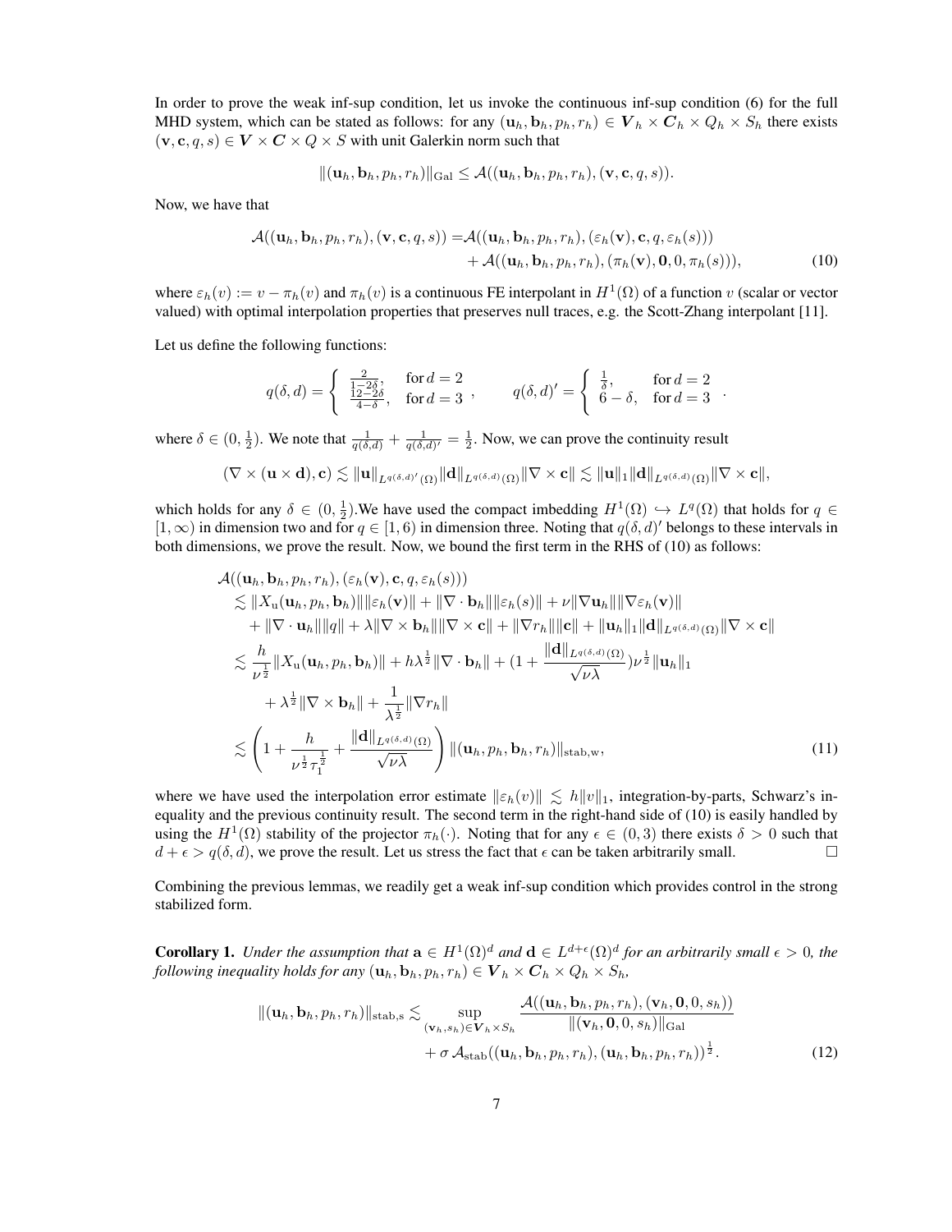In order to prove the weak inf-sup condition, let us invoke the continuous inf-sup condition (6) for the full MHD system, which can be stated as follows: for any $(\mathbf{u}_h, \mathbf{b}_h, p_h, r_h) \in \boldsymbol{V}_h \times \boldsymbol{C}_h \times Q_h \times S_h$ there exists $(\mathbf{v}, \mathbf{c}, q, s) \in \boldsymbol{V} \times \boldsymbol{C} \times Q \times S$ with unit Galerkin norm such that

$$\|(\mathbf{u}_h, \mathbf{b}_h, p_h, r_h)\|_{\mathrm{Gal}} \leq \mathcal{A}((\mathbf{u}_h, \mathbf{b}_h, p_h, r_h), (\mathbf{v}, \mathbf{c}, q, s)).$$

Now, we have that

$$\mathcal{A}((\mathbf{u}_h, \mathbf{b}_h, p_h, r_h), (\mathbf{v}, \mathbf{c}, q, s)) = \mathcal{A}((\mathbf{u}_h, \mathbf{b}_h, p_h, r_h), (\varepsilon_h(\mathbf{v}), \mathbf{c}, q, \varepsilon_h(s))) + \mathcal{A}((\mathbf{u}_h, \mathbf{b}_h, p_h, r_h), (\pi_h(\mathbf{v}), \mathbf{0}, 0, \pi_h(s))), \tag{10}$$

where $\varepsilon_h(v) := v - \pi_h(v)$ and $\pi_h(v)$ is a continuous FE interpolant in $H^1(\Omega)$ of a function $v$ (scalar or vector valued) with optimal interpolation properties that preserves null traces, e.g. the Scott-Zhang interpolant [11].

Let us define the following functions:

$$q(\delta, d) = \begin{cases} \frac{2}{1-2\delta}, & \text{for } d = 2 \\ \frac{12-2\delta}{4-\delta}, & \text{for } d = 3 \end{cases}, \qquad q(\delta, d)' = \begin{cases} \frac{1}{\delta}, & \text{for } d = 2 \\ 6 - \delta, & \text{for } d = 3 \end{cases}.$$

where $\delta \in (0, \frac{1}{2})$. We note that $\frac{1}{q(\delta,d)} + \frac{1}{q(\delta,d)'} = \frac{1}{2}$. Now, we can prove the continuity result

$$(\nabla \times (\mathbf{u} \times \mathbf{d}), \mathbf{c}) \lesssim \|\mathbf{u}\|_{L^{q(\delta,d)'}(\Omega)} \|\mathbf{d}\|_{L^{q(\delta,d)}(\Omega)} \|\nabla \times \mathbf{c}\| \lesssim \|\mathbf{u}\|_1 \|\mathbf{d}\|_{L^{q(\delta,d)}(\Omega)} \|\nabla \times \mathbf{c}\|,$$

which holds for any $\delta \in (0, \frac{1}{2})$.We have used the compact imbedding $H^1(\Omega) \hookrightarrow L^q(\Omega)$ that holds for $q \in [1, \infty)$ in dimension two and for $q \in [1, 6)$ in dimension three. Noting that $q(\delta, d)'$ belongs to these intervals in both dimensions, we prove the result. Now, we bound the first term in the RHS of (10) as follows:

$$\begin{aligned}
&\mathcal{A}((\mathbf{u}_h, \mathbf{b}_h, p_h, r_h), (\varepsilon_h(\mathbf{v}), \mathbf{c}, q, \varepsilon_h(s))) \\
&\lesssim \|X_{\mathrm{u}}(\mathbf{u}_h, p_h, \mathbf{b}_h)\| \|\varepsilon_h(\mathbf{v})\| + \|\nabla \cdot \mathbf{b}_h\| \|\varepsilon_h(s)\| + \nu \|\nabla \mathbf{u}_h\| \|\nabla \varepsilon_h(\mathbf{v})\| \\
&\quad + \|\nabla \cdot \mathbf{u}_h\| \|q\| + \lambda \|\nabla \times \mathbf{b}_h\| \|\nabla \times \mathbf{c}\| + \|\nabla r_h\| \|\mathbf{c}\| + \|\mathbf{u}_h\|_1 \|\mathbf{d}\|_{L^{q(\delta,d)}(\Omega)} \|\nabla \times \mathbf{c}\| \\
&\lesssim \frac{h}{\nu^{\frac{1}{2}}} \|X_{\mathrm{u}}(\mathbf{u}_h, p_h, \mathbf{b}_h)\| + h\lambda^{\frac{1}{2}} \|\nabla \cdot \mathbf{b}_h\| + \Big(1 + \frac{\|\mathbf{d}\|_{L^{q(\delta,d)}(\Omega)}}{\sqrt{\nu\lambda}}\Big) \nu^{\frac{1}{2}} \|\mathbf{u}_h\|_1 \\
&\quad + \lambda^{\frac{1}{2}} \|\nabla \times \mathbf{b}_h\| + \frac{1}{\lambda^{\frac{1}{2}}} \|\nabla r_h\| \\
&\lesssim \left(1 + \frac{h}{\nu^{\frac{1}{2}} \tau_1^{\frac{1}{2}}} + \frac{\|\mathbf{d}\|_{L^{q(\delta,d)}(\Omega)}}{\sqrt{\nu\lambda}}\right) \|(\mathbf{u}_h, p_h, \mathbf{b}_h, r_h)\|_{\mathrm{stab,w}},
\end{aligned} \tag{11}$$

where we have used the interpolation error estimate $\|\varepsilon_h(v)\| \lesssim h\|v\|_1$, integration-by-parts, Schwarz's inequality and the previous continuity result. The second term in the right-hand side of (10) is easily handled by using the $H^1(\Omega)$ stability of the projector $\pi_h(\cdot)$. Noting that for any $\epsilon \in (0, 3)$ there exists $\delta > 0$ such that $d + \epsilon > q(\delta, d)$, we prove the result. Let us stress the fact that $\epsilon$ can be taken arbitrarily small. □

Combining the previous lemmas, we readily get a weak inf-sup condition which provides control in the strong stabilized form.

**Corollary 1.** *Under the assumption that $\mathbf{a} \in H^1(\Omega)^d$ and $\mathbf{d} \in L^{d+\epsilon}(\Omega)^d$ for an arbitrarily small $\epsilon > 0$, the following inequality holds for any $(\mathbf{u}_h, \mathbf{b}_h, p_h, r_h) \in \boldsymbol{V}_h \times \boldsymbol{C}_h \times Q_h \times S_h$,*

$$\|(\mathbf{u}_h, \mathbf{b}_h, p_h, r_h)\|_{\mathrm{stab,s}} \lesssim \sup_{(\mathbf{v}_h, s_h) \in \boldsymbol{V}_h \times S_h} \frac{\mathcal{A}((\mathbf{u}_h, \mathbf{b}_h, p_h, r_h), (\mathbf{v}_h, \mathbf{0}, 0, s_h))}{\|(\mathbf{v}_h, \mathbf{0}, 0, s_h)\|_{\mathrm{Gal}}} + \sigma\, \mathcal{A}_{\mathrm{stab}}((\mathbf{u}_h, \mathbf{b}_h, p_h, r_h), (\mathbf{u}_h, \mathbf{b}_h, p_h, r_h))^{\frac{1}{2}}. \tag{12}$$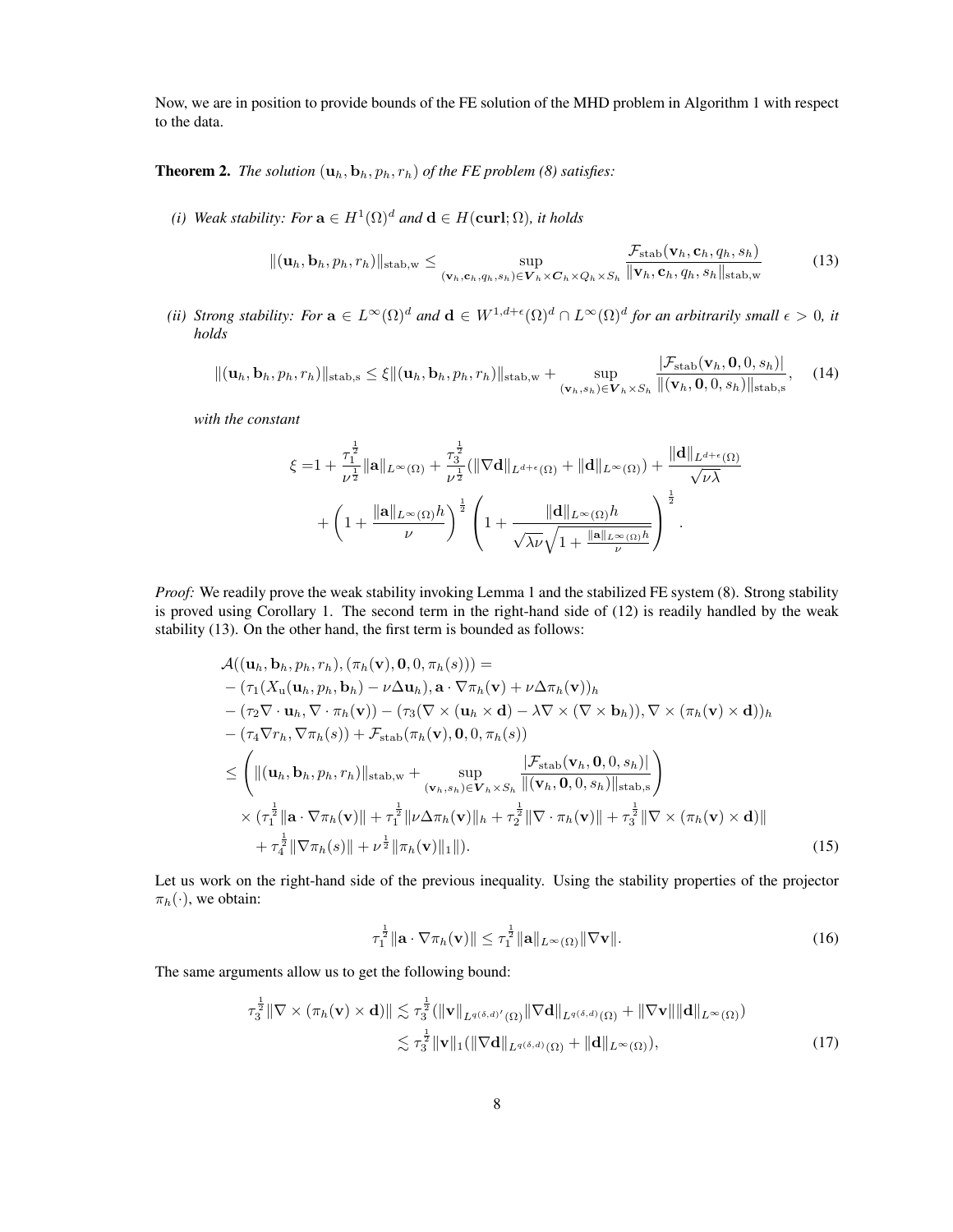Now, we are in position to provide bounds of the FE solution of the MHD problem in Algorithm 1 with respect to the data.

**Theorem 2.** *The solution $(\mathbf{u}_h, \mathbf{b}_h, p_h, r_h)$ of the FE problem (8) satisfies:*

*(i) Weak stability: For $\mathbf{a} \in H^1(\Omega)^d$ and $\mathbf{d} \in H(\mathbf{curl}; \Omega)$, it holds*

$$
\|(\mathbf{u}_h, \mathbf{b}_h, p_h, r_h)\|_{\mathrm{stab,w}} \leq \sup_{(\mathbf{v}_h, \mathbf{c}_h, q_h, s_h) \in \boldsymbol{V}_h \times \boldsymbol{C}_h \times Q_h \times S_h} \frac{\mathcal{F}_{\mathrm{stab}}(\mathbf{v}_h, \mathbf{c}_h, q_h, s_h)}{\|\mathbf{v}_h, \mathbf{c}_h, q_h, s_h\|_{\mathrm{stab,w}}} \tag{13}
$$

*(ii) Strong stability: For $\mathbf{a} \in L^\infty(\Omega)^d$ and $\mathbf{d} \in W^{1,d+\epsilon}(\Omega)^d \cap L^\infty(\Omega)^d$ for an arbitrarily small $\epsilon > 0$, it holds*

$$
\|(\mathbf{u}_h, \mathbf{b}_h, p_h, r_h)\|_{\mathrm{stab,s}} \leq \xi \|(\mathbf{u}_h, \mathbf{b}_h, p_h, r_h)\|_{\mathrm{stab,w}} + \sup_{(\mathbf{v}_h, s_h) \in \boldsymbol{V}_h \times S_h} \frac{|\mathcal{F}_{\mathrm{stab}}(\mathbf{v}_h, \mathbf{0}, 0, s_h)|}{\|(\mathbf{v}_h, \mathbf{0}, 0, s_h)\|_{\mathrm{stab,s}}}, \tag{14}
$$

*with the constant*

$$
\begin{aligned}
\xi =& 1 + \frac{\tau_1^{\frac{1}{2}}}{\nu^{\frac{1}{2}}} \|\mathbf{a}\|_{L^\infty(\Omega)} + \frac{\tau_3^{\frac{1}{2}}}{\nu^{\frac{1}{2}}} (\|\nabla \mathbf{d}\|_{L^{d+\epsilon}(\Omega)} + \|\mathbf{d}\|_{L^\infty(\Omega)}) + \frac{\|\mathbf{d}\|_{L^{d+\epsilon}(\Omega)}}{\sqrt{\nu\lambda}} \\
&+ \left(1 + \frac{\|\mathbf{a}\|_{L^\infty(\Omega)} h}{\nu}\right)^{\frac{1}{2}} \left(1 + \frac{\|\mathbf{d}\|_{L^\infty(\Omega)} h}{\sqrt{\lambda\nu}\sqrt{1 + \frac{\|\mathbf{a}\|_{L^\infty(\Omega)} h}{\nu}}}\right)^{\frac{1}{2}}.
\end{aligned}
$$

*Proof:* We readily prove the weak stability invoking Lemma 1 and the stabilized FE system (8). Strong stability is proved using Corollary 1. The second term in the right-hand side of (12) is readily handled by the weak stability (13). On the other hand, the first term is bounded as follows:

$$
\begin{aligned}
&\mathcal{A}((\mathbf{u}_h, \mathbf{b}_h, p_h, r_h), (\pi_h(\mathbf{v}), \mathbf{0}, 0, \pi_h(s))) = \\
&- (\tau_1(X_{\mathrm{u}}(\mathbf{u}_h, p_h, \mathbf{b}_h) - \nu\Delta\mathbf{u}_h), \mathbf{a} \cdot \nabla\pi_h(\mathbf{v}) + \nu\Delta\pi_h(\mathbf{v}))_h \\
&- (\tau_2 \nabla \cdot \mathbf{u}_h, \nabla \cdot \pi_h(\mathbf{v})) - (\tau_3(\nabla \times (\mathbf{u}_h \times \mathbf{d}) - \lambda\nabla \times (\nabla \times \mathbf{b}_h)), \nabla \times (\pi_h(\mathbf{v}) \times \mathbf{d}))_h \\
&- (\tau_4 \nabla r_h, \nabla\pi_h(s)) + \mathcal{F}_{\mathrm{stab}}(\pi_h(\mathbf{v}), \mathbf{0}, 0, \pi_h(s)) \\
&\leq \left( \|(\mathbf{u}_h, \mathbf{b}_h, p_h, r_h)\|_{\mathrm{stab,w}} + \sup_{(\mathbf{v}_h, s_h) \in \boldsymbol{V}_h \times S_h} \frac{|\mathcal{F}_{\mathrm{stab}}(\mathbf{v}_h, \mathbf{0}, 0, s_h)|}{\|(\mathbf{v}_h, \mathbf{0}, 0, s_h)\|_{\mathrm{stab,s}}} \right) \\
&\quad \times (\tau_1^{\frac{1}{2}} \|\mathbf{a} \cdot \nabla\pi_h(\mathbf{v})\| + \tau_1^{\frac{1}{2}} \|\nu\Delta\pi_h(\mathbf{v})\|_h + \tau_2^{\frac{1}{2}} \|\nabla \cdot \pi_h(\mathbf{v})\| + \tau_3^{\frac{1}{2}} \|\nabla \times (\pi_h(\mathbf{v}) \times \mathbf{d})\| \\
&\quad + \tau_4^{\frac{1}{2}} \|\nabla\pi_h(s)\| + \nu^{\frac{1}{2}} \|\pi_h(\mathbf{v})\|_1 \|).
\end{aligned} \tag{15}
$$

Let us work on the right-hand side of the previous inequality. Using the stability properties of the projector $\pi_h(\cdot)$, we obtain:

$$
\tau_1^{\frac{1}{2}} \|\mathbf{a} \cdot \nabla\pi_h(\mathbf{v})\| \leq \tau_1^{\frac{1}{2}} \|\mathbf{a}\|_{L^\infty(\Omega)} \|\nabla\mathbf{v}\|. \tag{16}
$$

The same arguments allow us to get the following bound:

$$
\begin{aligned}
\tau_3^{\frac{1}{2}} \|\nabla \times (\pi_h(\mathbf{v}) \times \mathbf{d})\| &\lesssim \tau_3^{\frac{1}{2}} (\|\mathbf{v}\|_{L^{q(\delta,d)'}(\Omega)} \|\nabla\mathbf{d}\|_{L^{q(\delta,d)}(\Omega)} + \|\nabla\mathbf{v}\| \|\mathbf{d}\|_{L^\infty(\Omega)}) \\
&\lesssim \tau_3^{\frac{1}{2}} \|\mathbf{v}\|_1 (\|\nabla\mathbf{d}\|_{L^{q(\delta,d)}(\Omega)} + \|\mathbf{d}\|_{L^\infty(\Omega)}),
\end{aligned} \tag{17}
$$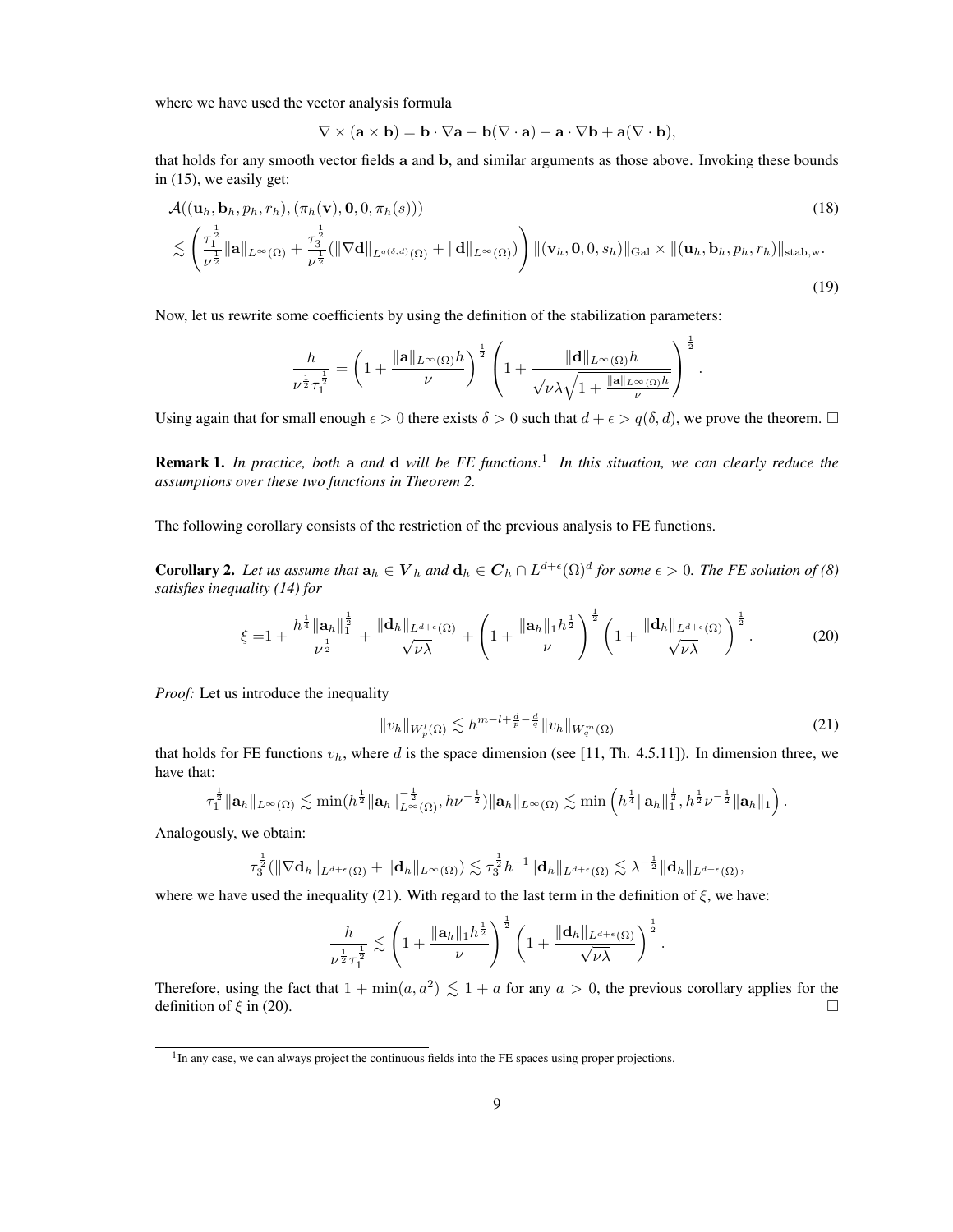where we have used the vector analysis formula

$$\nabla \times (\mathbf{a} \times \mathbf{b}) = \mathbf{b} \cdot \nabla \mathbf{a} - \mathbf{b}(\nabla \cdot \mathbf{a}) - \mathbf{a} \cdot \nabla \mathbf{b} + \mathbf{a}(\nabla \cdot \mathbf{b}),$$

that holds for any smooth vector fields $\mathbf{a}$ and $\mathbf{b}$, and similar arguments as those above. Invoking these bounds in (15), we easily get:

$$\mathcal{A}((\mathbf{u}_h, \mathbf{b}_h, p_h, r_h), (\pi_h(\mathbf{v}), \mathbf{0}, 0, \pi_h(s))) \tag{18}$$

$$\lesssim \left( \frac{\tau_1^{\frac{1}{2}}}{\nu^{\frac{1}{2}}} \|\mathbf{a}\|_{L^\infty(\Omega)} + \frac{\tau_3^{\frac{1}{2}}}{\nu^{\frac{1}{2}}} (\|\nabla \mathbf{d}\|_{L^{q(\delta,d)}(\Omega)} + \|\mathbf{d}\|_{L^\infty(\Omega)}) \right) \|(\mathbf{v}_h, \mathbf{0}, 0, s_h)\|_{\mathrm{Gal}} \times \|(\mathbf{u}_h, \mathbf{b}_h, p_h, r_h)\|_{\mathrm{stab,w}}. \tag{19}$$

Now, let us rewrite some coefficients by using the definition of the stabilization parameters:

$$\frac{h}{\nu^{\frac{1}{2}} \tau_1^{\frac{1}{2}}} = \left(1 + \frac{\|\mathbf{a}\|_{L^\infty(\Omega)} h}{\nu}\right)^{\frac{1}{2}} \left(1 + \frac{\|\mathbf{d}\|_{L^\infty(\Omega)} h}{\sqrt{\nu\lambda}\sqrt{1 + \frac{\|\mathbf{a}\|_{L^\infty(\Omega)} h}{\nu}}}\right)^{\frac{1}{2}}.$$

Using again that for small enough $\epsilon > 0$ there exists $\delta > 0$ such that $d + \epsilon > q(\delta, d)$, we prove the theorem. $\square$

**Remark 1.** *In practice, both* $\mathbf{a}$ *and* $\mathbf{d}$ *will be FE functions.*[1] *In this situation, we can clearly reduce the assumptions over these two functions in Theorem 2.*

The following corollary consists of the restriction of the previous analysis to FE functions.

**Corollary 2.** *Let us assume that* $\mathbf{a}_h \in \boldsymbol{V}_h$ *and* $\mathbf{d}_h \in \boldsymbol{C}_h \cap L^{d+\epsilon}(\Omega)^d$ *for some* $\epsilon > 0$*. The FE solution of (8) satisfies inequality (14) for*

$$\xi = 1 + \frac{h^{\frac{1}{4}} \|\mathbf{a}_h\|_1^{\frac{1}{2}}}{\nu^{\frac{1}{2}}} + \frac{\|\mathbf{d}_h\|_{L^{d+\epsilon}(\Omega)}}{\sqrt{\nu\lambda}} + \left(1 + \frac{\|\mathbf{a}_h\|_1 h^{\frac{1}{2}}}{\nu}\right)^{\frac{1}{2}} \left(1 + \frac{\|\mathbf{d}_h\|_{L^{d+\epsilon}(\Omega)}}{\sqrt{\nu\lambda}}\right)^{\frac{1}{2}}. \tag{20}$$

*Proof:* Let us introduce the inequality

$$\|v_h\|_{W_p^l(\Omega)} \lesssim h^{m-l+\frac{d}{p}-\frac{d}{q}} \|v_h\|_{W_q^m(\Omega)} \tag{21}$$

that holds for FE functions $v_h$, where $d$ is the space dimension (see [11, Th. 4.5.11]). In dimension three, we have that:

$$\tau_1^{\frac{1}{2}} \|\mathbf{a}_h\|_{L^\infty(\Omega)} \lesssim \min(h^{\frac{1}{2}} \|\mathbf{a}_h\|_{L^\infty(\Omega)}^{-\frac{1}{2}}, h\nu^{-\frac{1}{2}}) \|\mathbf{a}_h\|_{L^\infty(\Omega)} \lesssim \min\left(h^{\frac{1}{4}} \|\mathbf{a}_h\|_1^{\frac{1}{2}}, h^{\frac{1}{2}} \nu^{-\frac{1}{2}} \|\mathbf{a}_h\|_1\right).$$

Analogously, we obtain:

$$\tau_3^{\frac{1}{2}} (\|\nabla \mathbf{d}_h\|_{L^{d+\epsilon}(\Omega)} + \|\mathbf{d}_h\|_{L^\infty(\Omega)}) \lesssim \tau_3^{\frac{1}{2}} h^{-1} \|\mathbf{d}_h\|_{L^{d+\epsilon}(\Omega)} \lesssim \lambda^{-\frac{1}{2}} \|\mathbf{d}_h\|_{L^{d+\epsilon}(\Omega)},$$

where we have used the inequality (21). With regard to the last term in the definition of $\xi$, we have:

$$\frac{h}{\nu^{\frac{1}{2}} \tau_1^{\frac{1}{2}}} \lesssim \left(1 + \frac{\|\mathbf{a}_h\|_1 h^{\frac{1}{2}}}{\nu}\right)^{\frac{1}{2}} \left(1 + \frac{\|\mathbf{d}_h\|_{L^{d+\epsilon}(\Omega)}}{\sqrt{\nu\lambda}}\right)^{\frac{1}{2}}.$$

Therefore, using the fact that $1 + \min(a, a^2) \lesssim 1 + a$ for any $a > 0$, the previous corollary applies for the definition of $\xi$ in (20). $\square$

[1] In any case, we can always project the continuous fields into the FE spaces using proper projections.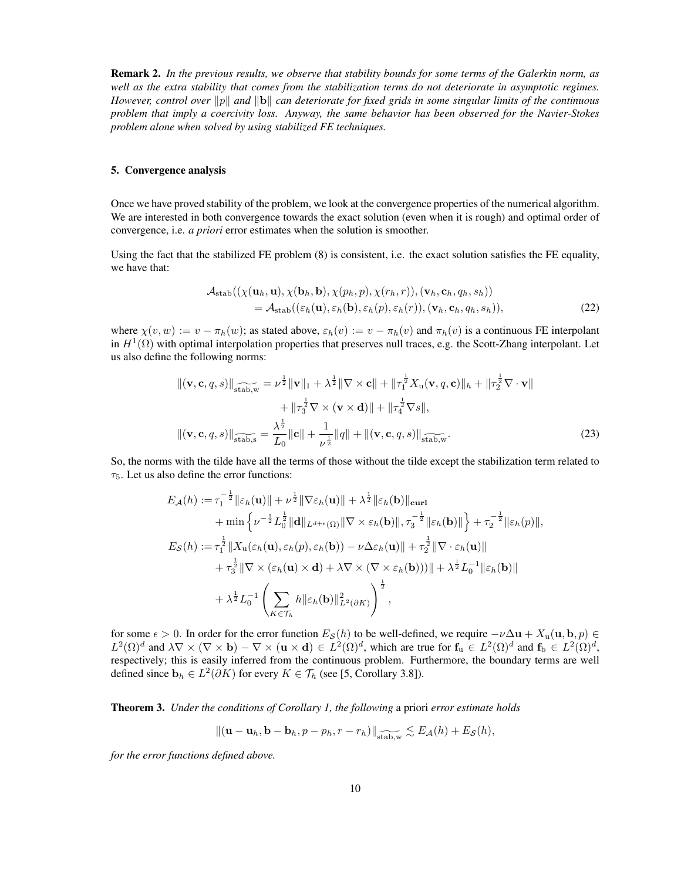**Remark 2.** *In the previous results, we observe that stability bounds for some terms of the Galerkin norm, as well as the extra stability that comes from the stabilization terms do not deteriorate in asymptotic regimes. However, control over $\|p\|$ and $\|\mathbf{b}\|$ can deteriorate for fixed grids in some singular limits of the continuous problem that imply a coercivity loss. Anyway, the same behavior has been observed for the Navier-Stokes problem alone when solved by using stabilized FE techniques.*

## 5. Convergence analysis

Once we have proved stability of the problem, we look at the convergence properties of the numerical algorithm. We are interested in both convergence towards the exact solution (even when it is rough) and optimal order of convergence, i.e. *a priori* error estimates when the solution is smoother.

Using the fact that the stabilized FE problem (8) is consistent, i.e. the exact solution satisfies the FE equality, we have that:

$$
\begin{aligned}
&\mathcal{A}_{\mathrm{stab}}((\chi(\mathbf{u}_h, \mathbf{u}), \chi(\mathbf{b}_h, \mathbf{b}), \chi(p_h, p), \chi(r_h, r)), (\mathbf{v}_h, \mathbf{c}_h, q_h, s_h)) \\
&\qquad = \mathcal{A}_{\mathrm{stab}}((\varepsilon_h(\mathbf{u}), \varepsilon_h(\mathbf{b}), \varepsilon_h(p), \varepsilon_h(r)), (\mathbf{v}_h, \mathbf{c}_h, q_h, s_h)),
\end{aligned} \tag{22}
$$

where $\chi(v, w) := v - \pi_h(w)$; as stated above, $\varepsilon_h(v) := v - \pi_h(v)$ and $\pi_h(v)$ is a continuous FE interpolant in $H^1(\Omega)$ with optimal interpolation properties that preserves null traces, e.g. the Scott-Zhang interpolant. Let us also define the following norms:

$$
\begin{aligned}
\|(\mathbf{v}, \mathbf{c}, q, s)\|_{\widetilde{\mathrm{stab,w}}} &= \nu^{\frac{1}{2}}\|\mathbf{v}\|_1 + \lambda^{\frac{1}{2}}\|\nabla \times \mathbf{c}\| + \|\tau_1^{\frac{1}{2}} X_{\mathrm{u}}(\mathbf{v}, q, \mathbf{c})\|_h + \|\tau_2^{\frac{1}{2}} \nabla \cdot \mathbf{v}\| \\
&\quad + \|\tau_3^{\frac{1}{2}} \nabla \times (\mathbf{v} \times \mathbf{d})\| + \|\tau_4^{\frac{1}{2}} \nabla s\|, \\
\|(\mathbf{v}, \mathbf{c}, q, s)\|_{\widetilde{\mathrm{stab,s}}} &= \frac{\lambda^{\frac{1}{2}}}{L_0}\|\mathbf{c}\| + \frac{1}{\nu^{\frac{1}{2}}}\|q\| + \|(\mathbf{v}, \mathbf{c}, q, s)\|_{\widetilde{\mathrm{stab,w}}}.
\end{aligned} \tag{23}
$$

So, the norms with the tilde have all the terms of those without the tilde except the stabilization term related to $\tau_5$. Let us also define the error functions:

$$
\begin{aligned}
E_{\mathcal{A}}(h) &:= \tau_1^{-\frac{1}{2}}\|\varepsilon_h(\mathbf{u})\| + \nu^{\frac{1}{2}}\|\nabla \varepsilon_h(\mathbf{u})\| + \lambda^{\frac{1}{2}}\|\varepsilon_h(\mathbf{b})\|_{\mathbf{curl}} \\
&\quad + \min\left\{\nu^{-\frac{1}{2}} L_0^{\frac{1}{2}} \|\mathbf{d}\|_{L^{d+\epsilon}(\Omega)}\|\nabla \times \varepsilon_h(\mathbf{b})\|, \tau_3^{-\frac{1}{2}}\|\varepsilon_h(\mathbf{b})\|\right\} + \tau_2^{-\frac{1}{2}}\|\varepsilon_h(p)\|, \\
E_{\mathcal{S}}(h) &:= \tau_1^{\frac{1}{2}}\|X_{\mathrm{u}}(\varepsilon_h(\mathbf{u}), \varepsilon_h(p), \varepsilon_h(\mathbf{b})) - \nu \Delta \varepsilon_h(\mathbf{u})\| + \tau_2^{\frac{1}{2}}\|\nabla \cdot \varepsilon_h(\mathbf{u})\| \\
&\quad + \tau_3^{\frac{1}{2}}\|\nabla \times (\varepsilon_h(\mathbf{u}) \times \mathbf{d}) + \lambda \nabla \times (\nabla \times \varepsilon_h(\mathbf{b}))\| + \lambda^{\frac{1}{2}} L_0^{-1}\|\varepsilon_h(\mathbf{b})\| \\
&\quad + \lambda^{\frac{1}{2}} L_0^{-1} \left( \sum_{K \in \mathcal{T}_h} h \|\varepsilon_h(\mathbf{b})\|^2_{L^2(\partial K)} \right)^{\frac{1}{2}},
\end{aligned}
$$

for some $\epsilon > 0$. In order for the error function $E_{\mathcal{S}}(h)$ to be well-defined, we require $-\nu\Delta \mathbf{u} + X_{\mathrm{u}}(\mathbf{u}, \mathbf{b}, p) \in L^2(\Omega)^d$ and $\lambda \nabla \times (\nabla \times \mathbf{b}) - \nabla \times (\mathbf{u} \times \mathbf{d}) \in L^2(\Omega)^d$, which are true for $\mathbf{f}_{\mathrm{u}} \in L^2(\Omega)^d$ and $\mathbf{f}_{\mathrm{b}} \in L^2(\Omega)^d$, respectively; this is easily inferred from the continuous problem. Furthermore, the boundary terms are well defined since $\mathbf{b}_h \in L^2(\partial K)$ for every $K \in \mathcal{T}_h$ (see [5, Corollary 3.8]).

**Theorem 3.** *Under the conditions of Corollary 1, the following* a priori *error estimate holds*

$$
\|(\mathbf{u} - \mathbf{u}_h, \mathbf{b} - \mathbf{b}_h, p - p_h, r - r_h)\|_{\widetilde{\mathrm{stab,w}}} \lesssim E_{\mathcal{A}}(h) + E_{\mathcal{S}}(h),
$$

*for the error functions defined above.*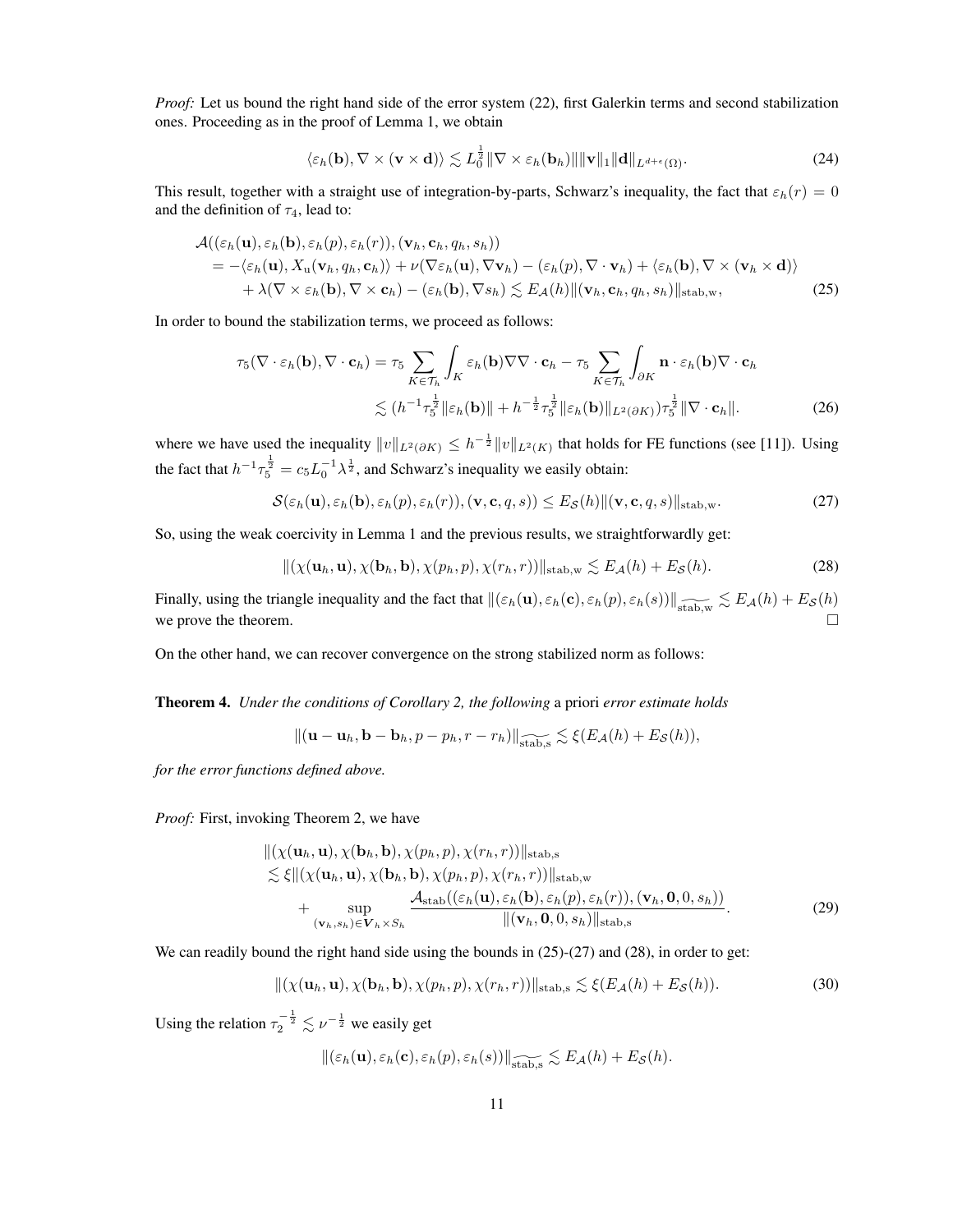*Proof:* Let us bound the right hand side of the error system (22), first Galerkin terms and second stabilization ones. Proceeding as in the proof of Lemma 1, we obtain

$$\langle \varepsilon_h(\mathbf{b}), \nabla \times (\mathbf{v} \times \mathbf{d}) \rangle \lesssim L_0^{\frac{1}{2}} \|\nabla \times \varepsilon_h(\mathbf{b}_h)\| \|\mathbf{v}\|_1 \|\mathbf{d}\|_{L^{d+\epsilon}(\Omega)}. \tag{24}$$

This result, together with a straight use of integration-by-parts, Schwarz's inequality, the fact that $\varepsilon_h(r) = 0$ and the definition of $\tau_4$, lead to:

$$\begin{aligned}
&\mathcal{A}((\varepsilon_h(\mathbf{u}), \varepsilon_h(\mathbf{b}), \varepsilon_h(p), \varepsilon_h(r)), (\mathbf{v}_h, \mathbf{c}_h, q_h, s_h)) \\
&\quad = -\langle \varepsilon_h(\mathbf{u}), X_{\mathrm{u}}(\mathbf{v}_h, q_h, \mathbf{c}_h) \rangle + \nu(\nabla \varepsilon_h(\mathbf{u}), \nabla \mathbf{v}_h) - (\varepsilon_h(p), \nabla \cdot \mathbf{v}_h) + \langle \varepsilon_h(\mathbf{b}), \nabla \times (\mathbf{v}_h \times \mathbf{d}) \rangle \\
&\qquad + \lambda(\nabla \times \varepsilon_h(\mathbf{b}), \nabla \times \mathbf{c}_h) - (\varepsilon_h(\mathbf{b}), \nabla s_h) \lesssim E_{\mathcal{A}}(h) \|(\mathbf{v}_h, \mathbf{c}_h, q_h, s_h)\|_{\mathrm{stab,w}},
\end{aligned} \tag{25}$$

In order to bound the stabilization terms, we proceed as follows:

$$\begin{aligned}
\tau_5(\nabla \cdot \varepsilon_h(\mathbf{b}), \nabla \cdot \mathbf{c}_h) &= \tau_5 \sum_{K \in \mathcal{T}_h} \int_K \varepsilon_h(\mathbf{b}) \nabla \nabla \cdot \mathbf{c}_h - \tau_5 \sum_{K \in \mathcal{T}_h} \int_{\partial K} \mathbf{n} \cdot \varepsilon_h(\mathbf{b}) \nabla \cdot \mathbf{c}_h \\
&\lesssim (h^{-1} \tau_5^{\frac{1}{2}} \|\varepsilon_h(\mathbf{b})\| + h^{-\frac{1}{2}} \tau_5^{\frac{1}{2}} \|\varepsilon_h(\mathbf{b})\|_{L^2(\partial K)}) \tau_5^{\frac{1}{2}} \|\nabla \cdot \mathbf{c}_h\|.
\end{aligned} \tag{26}$$

where we have used the inequality $\|v\|_{L^2(\partial K)} \leq h^{-\frac{1}{2}} \|v\|_{L^2(K)}$ that holds for FE functions (see [11]). Using the fact that $h^{-1} \tau_5^{\frac{1}{2}} = c_5 L_0^{-1} \lambda^{\frac{1}{2}}$, and Schwarz's inequality we easily obtain:

$$\mathcal{S}(\varepsilon_h(\mathbf{u}), \varepsilon_h(\mathbf{b}), \varepsilon_h(p), \varepsilon_h(r)), (\mathbf{v}, \mathbf{c}, q, s)) \leq E_{\mathcal{S}}(h) \|(\mathbf{v}, \mathbf{c}, q, s)\|_{\mathrm{stab,w}}. \tag{27}$$

So, using the weak coercivity in Lemma 1 and the previous results, we straightforwardly get:

$$\|(\chi(\mathbf{u}_h, \mathbf{u}), \chi(\mathbf{b}_h, \mathbf{b}), \chi(p_h, p), \chi(r_h, r))\|_{\mathrm{stab,w}} \lesssim E_{\mathcal{A}}(h) + E_{\mathcal{S}}(h). \tag{28}$$

Finally, using the triangle inequality and the fact that $\|(\varepsilon_h(\mathbf{u}), \varepsilon_h(\mathbf{c}), \varepsilon_h(p), \varepsilon_h(s))\|_{\widetilde{\mathrm{stab,w}}} \lesssim E_{\mathcal{A}}(h) + E_{\mathcal{S}}(h)$ we prove the theorem. $\square$

On the other hand, we can recover convergence on the strong stabilized norm as follows:

**Theorem 4.** *Under the conditions of Corollary 2, the following* a priori *error estimate holds*

$$\|(\mathbf{u} - \mathbf{u}_h, \mathbf{b} - \mathbf{b}_h, p - p_h, r - r_h)\|_{\widetilde{\mathrm{stab,s}}} \lesssim \xi(E_{\mathcal{A}}(h) + E_{\mathcal{S}}(h)),$$

*for the error functions defined above.*

*Proof:* First, invoking Theorem 2, we have

$$\begin{aligned}
&\|(\chi(\mathbf{u}_h, \mathbf{u}), \chi(\mathbf{b}_h, \mathbf{b}), \chi(p_h, p), \chi(r_h, r))\|_{\mathrm{stab,s}} \\
&\lesssim \xi \|(\chi(\mathbf{u}_h, \mathbf{u}), \chi(\mathbf{b}_h, \mathbf{b}), \chi(p_h, p), \chi(r_h, r))\|_{\mathrm{stab,w}} \\
&\qquad + \sup_{(\mathbf{v}_h, s_h) \in \boldsymbol{V}_h \times S_h} \frac{\mathcal{A}_{\mathrm{stab}}((\varepsilon_h(\mathbf{u}), \varepsilon_h(\mathbf{b}), \varepsilon_h(p), \varepsilon_h(r)), (\mathbf{v}_h, \mathbf{0}, 0, s_h))}{\|(\mathbf{v}_h, \mathbf{0}, 0, s_h)\|_{\mathrm{stab,s}}}.
\end{aligned} \tag{29}$$

We can readily bound the right hand side using the bounds in (25)-(27) and (28), in order to get:

$$\|(\chi(\mathbf{u}_h, \mathbf{u}), \chi(\mathbf{b}_h, \mathbf{b}), \chi(p_h, p), \chi(r_h, r))\|_{\mathrm{stab,s}} \lesssim \xi(E_{\mathcal{A}}(h) + E_{\mathcal{S}}(h)). \tag{30}$$

Using the relation $\tau_2^{-\frac{1}{2}} \lesssim \nu^{-\frac{1}{2}}$ we easily get

$$\|(\varepsilon_h(\mathbf{u}), \varepsilon_h(\mathbf{c}), \varepsilon_h(p), \varepsilon_h(s))\|_{\widetilde{\mathrm{stab,s}}} \lesssim E_{\mathcal{A}}(h) + E_{\mathcal{S}}(h).$$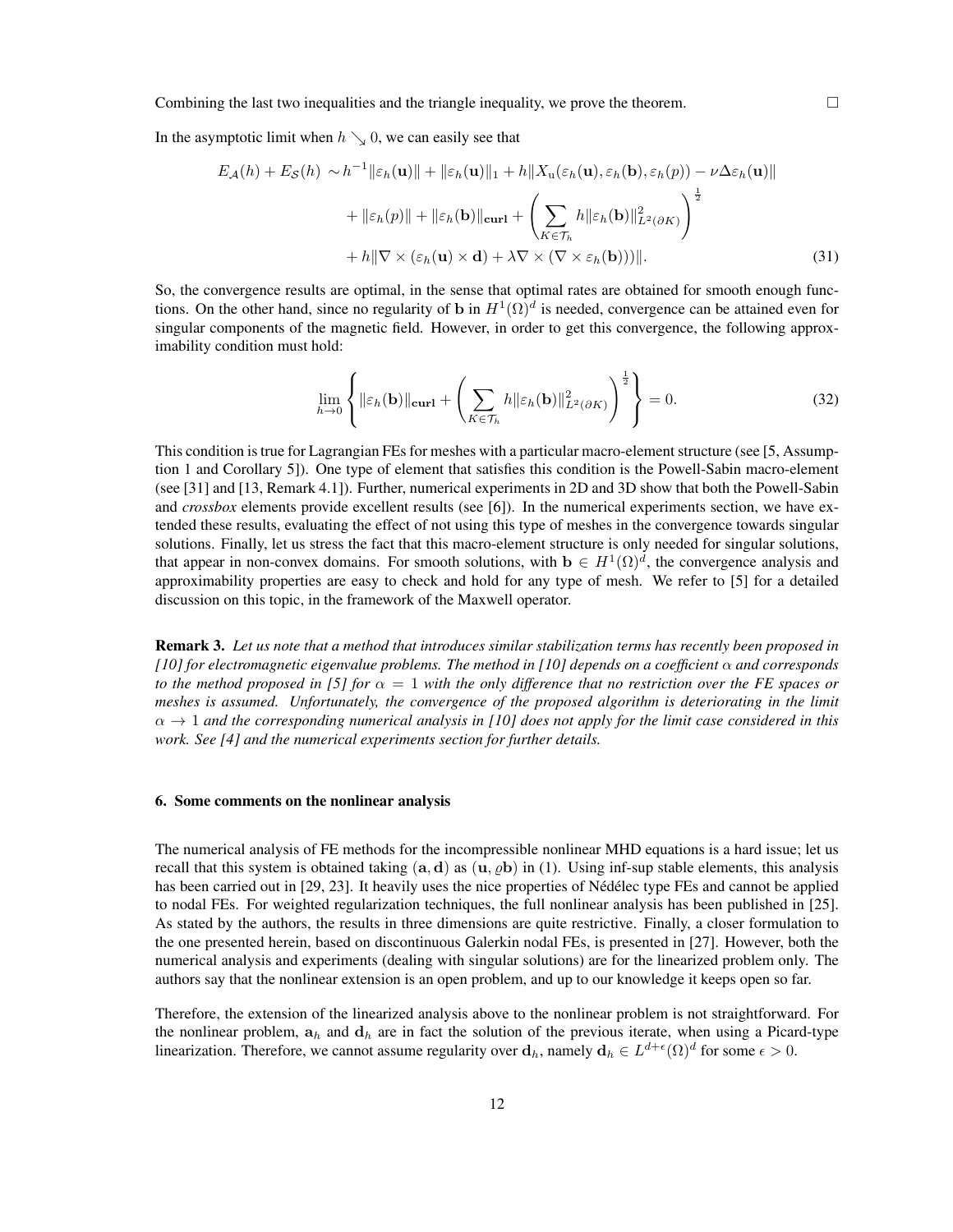Combining the last two inequalities and the triangle inequality, we prove the theorem. $\square$

In the asymptotic limit when $h \searrow 0$, we can easily see that

$$
\begin{aligned}
E_{\mathcal{A}}(h) + E_{\mathcal{S}}(h) \sim & \, h^{-1}\|\varepsilon_h(\mathbf{u})\| + \|\varepsilon_h(\mathbf{u})\|_1 + h\|X_{\mathrm{u}}(\varepsilon_h(\mathbf{u}), \varepsilon_h(\mathbf{b}), \varepsilon_h(p)) - \nu\Delta\varepsilon_h(\mathbf{u})\| \\
& + \|\varepsilon_h(p)\| + \|\varepsilon_h(\mathbf{b})\|_{\mathbf{curl}} + \left( \sum_{K\in\mathcal{T}_h} h\|\varepsilon_h(\mathbf{b})\|^2_{L^2(\partial K)} \right)^{\frac{1}{2}} \\
& + h\|\nabla\times(\varepsilon_h(\mathbf{u})\times\mathbf{d}) + \lambda\nabla\times(\nabla\times\varepsilon_h(\mathbf{b}))\|.
\end{aligned} \tag{31}
$$

So, the convergence results are optimal, in the sense that optimal rates are obtained for smooth enough functions. On the other hand, since no regularity of $\mathbf{b}$ in $H^1(\Omega)^d$ is needed, convergence can be attained even for singular components of the magnetic field. However, in order to get this convergence, the following approximability condition must hold:

$$
\lim_{h\to 0} \left\{ \|\varepsilon_h(\mathbf{b})\|_{\mathbf{curl}} + \left( \sum_{K\in\mathcal{T}_h} h\|\varepsilon_h(\mathbf{b})\|^2_{L^2(\partial K)} \right)^{\frac{1}{2}} \right\} = 0. \tag{32}
$$

This condition is true for Lagrangian FEs for meshes with a particular macro-element structure (see [5, Assumption 1 and Corollary 5]). One type of element that satisfies this condition is the Powell-Sabin macro-element (see [31] and [13, Remark 4.1]). Further, numerical experiments in 2D and 3D show that both the Powell-Sabin and *crossbox* elements provide excellent results (see [6]). In the numerical experiments section, we have extended these results, evaluating the effect of not using this type of meshes in the convergence towards singular solutions. Finally, let us stress the fact that this macro-element structure is only needed for singular solutions, that appear in non-convex domains. For smooth solutions, with $\mathbf{b} \in H^1(\Omega)^d$, the convergence analysis and approximability properties are easy to check and hold for any type of mesh. We refer to [5] for a detailed discussion on this topic, in the framework of the Maxwell operator.

**Remark 3.** *Let us note that a method that introduces similar stabilization terms has recently been proposed in [10] for electromagnetic eigenvalue problems. The method in [10] depends on a coefficient $\alpha$ and corresponds to the method proposed in [5] for $\alpha = 1$ with the only difference that no restriction over the FE spaces or meshes is assumed. Unfortunately, the convergence of the proposed algorithm is deteriorating in the limit $\alpha \to 1$ and the corresponding numerical analysis in [10] does not apply for the limit case considered in this work. See [4] and the numerical experiments section for further details.*

## 6. Some comments on the nonlinear analysis

The numerical analysis of FE methods for the incompressible nonlinear MHD equations is a hard issue; let us recall that this system is obtained taking $(\mathbf{a}, \mathbf{d})$ as $(\mathbf{u}, \varrho\mathbf{b})$ in (1). Using inf-sup stable elements, this analysis has been carried out in [29, 23]. It heavily uses the nice properties of Nédélec type FEs and cannot be applied to nodal FEs. For weighted regularization techniques, the full nonlinear analysis has been published in [25]. As stated by the authors, the results in three dimensions are quite restrictive. Finally, a closer formulation to the one presented herein, based on discontinuous Galerkin nodal FEs, is presented in [27]. However, both the numerical analysis and experiments (dealing with singular solutions) are for the linearized problem only. The authors say that the nonlinear extension is an open problem, and up to our knowledge it keeps open so far.

Therefore, the extension of the linearized analysis above to the nonlinear problem is not straightforward. For the nonlinear problem, $\mathbf{a}_h$ and $\mathbf{d}_h$ are in fact the solution of the previous iterate, when using a Picard-type linearization. Therefore, we cannot assume regularity over $\mathbf{d}_h$, namely $\mathbf{d}_h \in L^{d+\epsilon}(\Omega)^d$ for some $\epsilon > 0$.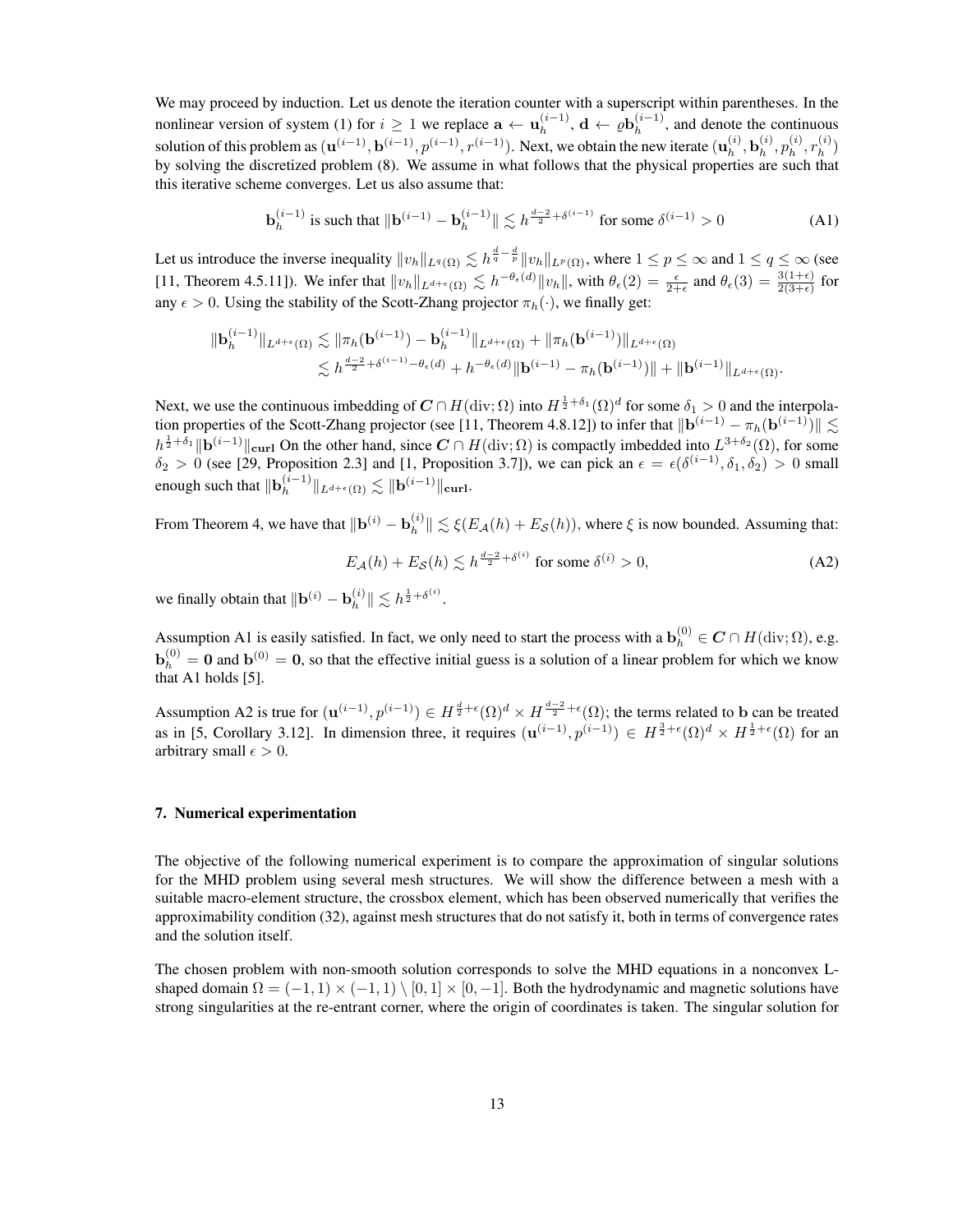We may proceed by induction. Let us denote the iteration counter with a superscript within parentheses. In the nonlinear version of system (1) for $i \geq 1$ we replace $\mathbf{a} \leftarrow \mathbf{u}_h^{(i-1)}$, $\mathbf{d} \leftarrow \varrho \mathbf{b}_h^{(i-1)}$, and denote the continuous solution of this problem as $(\mathbf{u}^{(i-1)}, \mathbf{b}^{(i-1)}, p^{(i-1)}, r^{(i-1)})$. Next, we obtain the new iterate $(\mathbf{u}_h^{(i)}, \mathbf{b}_h^{(i)}, p_h^{(i)}, r_h^{(i)})$ by solving the discretized problem (8). We assume in what follows that the physical properties are such that this iterative scheme converges. Let us also assume that:

$$\mathbf{b}_h^{(i-1)} \text{ is such that } \|\mathbf{b}^{(i-1)} - \mathbf{b}_h^{(i-1)}\| \lesssim h^{\frac{d-2}{2}+\delta^{(i-1)}} \text{ for some } \delta^{(i-1)} > 0 \tag{A1}$$

Let us introduce the inverse inequality $\|v_h\|_{L^q(\Omega)} \lesssim h^{\frac{d}{q}-\frac{d}{p}} \|v_h\|_{L^p(\Omega)}$, where $1 \leq p \leq \infty$ and $1 \leq q \leq \infty$ (see [11, Theorem 4.5.11]). We infer that $\|v_h\|_{L^{d+\epsilon}(\Omega)} \lesssim h^{-\theta_\epsilon(d)} \|v_h\|$, with $\theta_\epsilon(2) = \frac{\epsilon}{2+\epsilon}$ and $\theta_\epsilon(3) = \frac{3(1+\epsilon)}{2(3+\epsilon)}$ for any $\epsilon > 0$. Using the stability of the Scott-Zhang projector $\pi_h(\cdot)$, we finally get:

$$\begin{aligned}
\|\mathbf{b}_h^{(i-1)}\|_{L^{d+\epsilon}(\Omega)} &\lesssim \|\pi_h(\mathbf{b}^{(i-1)}) - \mathbf{b}_h^{(i-1)}\|_{L^{d+\epsilon}(\Omega)} + \|\pi_h(\mathbf{b}^{(i-1)})\|_{L^{d+\epsilon}(\Omega)} \\
&\lesssim h^{\frac{d-2}{2}+\delta^{(i-1)}-\theta_\epsilon(d)} + h^{-\theta_\epsilon(d)} \|\mathbf{b}^{(i-1)} - \pi_h(\mathbf{b}^{(i-1)})\| + \|\mathbf{b}^{(i-1)}\|_{L^{d+\epsilon}(\Omega)}.
\end{aligned}$$

Next, we use the continuous imbedding of $\boldsymbol{C} \cap H(\mathrm{div};\Omega)$ into $H^{\frac{1}{2}+\delta_1}(\Omega)^d$ for some $\delta_1 > 0$ and the interpolation properties of the Scott-Zhang projector (see [11, Theorem 4.8.12]) to infer that $\|\mathbf{b}^{(i-1)} - \pi_h(\mathbf{b}^{(i-1)})\| \lesssim h^{\frac{1}{2}+\delta_1} \|\mathbf{b}^{(i-1)}\|_{\mathbf{curl}}$ On the other hand, since $\boldsymbol{C} \cap H(\mathrm{div};\Omega)$ is compactly imbedded into $L^{3+\delta_2}(\Omega)$, for some $\delta_2 > 0$ (see [29, Proposition 2.3] and [1, Proposition 3.7]), we can pick an $\epsilon = \epsilon(\delta^{(i-1)}, \delta_1, \delta_2) > 0$ small enough such that $\|\mathbf{b}_h^{(i-1)}\|_{L^{d+\epsilon}(\Omega)} \lesssim \|\mathbf{b}^{(i-1)}\|_{\mathbf{curl}}$.

From Theorem 4, we have that $\|\mathbf{b}^{(i)} - \mathbf{b}_h^{(i)}\| \lesssim \xi(E_{\mathcal{A}}(h) + E_{\mathcal{S}}(h))$, where $\xi$ is now bounded. Assuming that:

$$E_{\mathcal{A}}(h) + E_{\mathcal{S}}(h) \lesssim h^{\frac{d-2}{2}+\delta^{(i)}} \text{ for some } \delta^{(i)} > 0, \tag{A2}$$

we finally obtain that $\|\mathbf{b}^{(i)} - \mathbf{b}_h^{(i)}\| \lesssim h^{\frac{1}{2}+\delta^{(i)}}$.

Assumption A1 is easily satisfied. In fact, we only need to start the process with a $\mathbf{b}_h^{(0)} \in \boldsymbol{C} \cap H(\mathrm{div};\Omega)$, e.g. $\mathbf{b}_h^{(0)} = \mathbf{0}$ and $\mathbf{b}^{(0)} = \mathbf{0}$, so that the effective initial guess is a solution of a linear problem for which we know that A1 holds [5].

Assumption A2 is true for $(\mathbf{u}^{(i-1)}, p^{(i-1)}) \in H^{\frac{d}{2}+\epsilon}(\Omega)^d \times H^{\frac{d-2}{2}+\epsilon}(\Omega)$; the terms related to $\mathbf{b}$ can be treated as in [5, Corollary 3.12]. In dimension three, it requires $(\mathbf{u}^{(i-1)}, p^{(i-1)}) \in H^{\frac{3}{2}+\epsilon}(\Omega)^d \times H^{\frac{1}{2}+\epsilon}(\Omega)$ for an arbitrary small $\epsilon > 0$.

## 7. Numerical experimentation

The objective of the following numerical experiment is to compare the approximation of singular solutions for the MHD problem using several mesh structures. We will show the difference between a mesh with a suitable macro-element structure, the crossbox element, which has been observed numerically that verifies the approximability condition (32), against mesh structures that do not satisfy it, both in terms of convergence rates and the solution itself.

The chosen problem with non-smooth solution corresponds to solve the MHD equations in a nonconvex L-shaped domain $\Omega = (-1,1) \times (-1,1) \setminus [0,1] \times [0,-1]$. Both the hydrodynamic and magnetic solutions have strong singularities at the re-entrant corner, where the origin of coordinates is taken. The singular solution for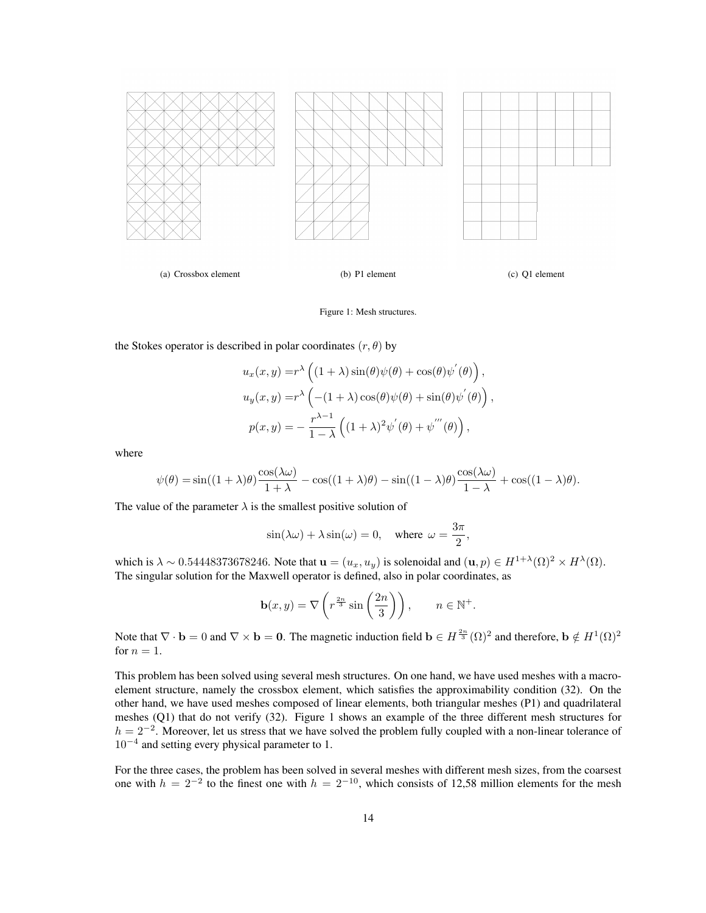(a) Crossbox element

(b) P1 element

(c) Q1 element

Figure 1: Mesh structures.

the Stokes operator is described in polar coordinates $(r, \theta)$ by

$$
\begin{aligned}
u_x(x,y) =& r^\lambda \left( (1+\lambda)\sin(\theta)\psi(\theta) + \cos(\theta)\psi^{'}(\theta) \right), \\
u_y(x,y) =& r^\lambda \left( -(1+\lambda)\cos(\theta)\psi(\theta) + \sin(\theta)\psi^{'}(\theta) \right), \\
p(x,y) =& -\frac{r^{\lambda-1}}{1-\lambda} \left( (1+\lambda)^2\psi^{'}(\theta) + \psi^{'''}(\theta) \right),
\end{aligned}
$$

where

$$
\psi(\theta) = \sin((1+\lambda)\theta)\frac{\cos(\lambda\omega)}{1+\lambda} - \cos((1+\lambda)\theta) - \sin((1-\lambda)\theta)\frac{\cos(\lambda\omega)}{1-\lambda} + \cos((1-\lambda)\theta).
$$

The value of the parameter $\lambda$ is the smallest positive solution of

$$
\sin(\lambda\omega) + \lambda\sin(\omega) = 0, \quad \text{where } \omega = \frac{3\pi}{2},
$$

which is $\lambda \sim 0.54448373678246$. Note that $\mathbf{u} = (u_x, u_y)$ is solenoidal and $(\mathbf{u}, p) \in H^{1+\lambda}(\Omega)^2 \times H^\lambda(\Omega)$. The singular solution for the Maxwell operator is defined, also in polar coordinates, as

$$
\mathbf{b}(x,y) = \nabla\left( r^{\frac{2n}{3}} \sin\left(\frac{2n}{3}\right)\right), \qquad n \in \mathbb{N}^+.
$$

Note that $\nabla \cdot \mathbf{b} = 0$ and $\nabla \times \mathbf{b} = \mathbf{0}$. The magnetic induction field $\mathbf{b} \in H^{\frac{2n}{3}}(\Omega)^2$ and therefore, $\mathbf{b} \notin H^1(\Omega)^2$ for $n = 1$.

This problem has been solved using several mesh structures. On one hand, we have used meshes with a macro-element structure, namely the crossbox element, which satisfies the approximability condition (32). On the other hand, we have used meshes composed of linear elements, both triangular meshes (P1) and quadrilateral meshes (Q1) that do not verify (32). Figure 1 shows an example of the three different mesh structures for $h = 2^{-2}$. Moreover, let us stress that we have solved the problem fully coupled with a non-linear tolerance of $10^{-4}$ and setting every physical parameter to 1.

For the three cases, the problem has been solved in several meshes with different mesh sizes, from the coarsest one with $h = 2^{-2}$ to the finest one with $h = 2^{-10}$, which consists of 12,58 million elements for the mesh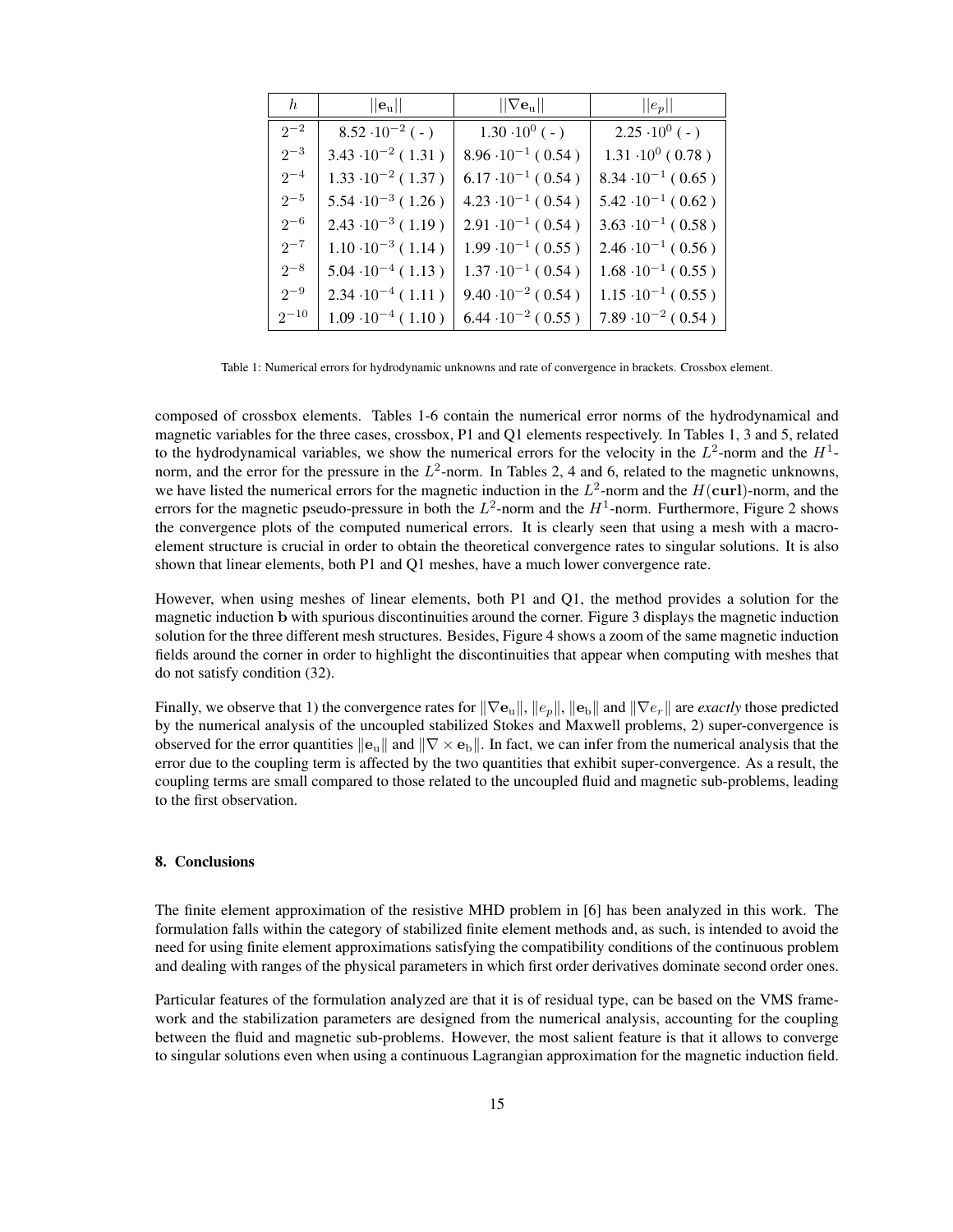| $h$ | $\|\|\mathbf{e}_\mathrm{u}\|\|$ | $\|\|\nabla\mathbf{e}_\mathrm{u}\|\|$ | $\|\|e_p\|\|$ |
|---|---|---|---|
| $2^{-2}$ | $8.52 \cdot 10^{-2}$ ( - ) | $1.30 \cdot 10^{0}$ ( - ) | $2.25 \cdot 10^{0}$ ( - ) |
| $2^{-3}$ | $3.43 \cdot 10^{-2}$ ( 1.31 ) | $8.96 \cdot 10^{-1}$ ( 0.54 ) | $1.31 \cdot 10^{0}$ ( 0.78 ) |
| $2^{-4}$ | $1.33 \cdot 10^{-2}$ ( 1.37 ) | $6.17 \cdot 10^{-1}$ ( 0.54 ) | $8.34 \cdot 10^{-1}$ ( 0.65 ) |
| $2^{-5}$ | $5.54 \cdot 10^{-3}$ ( 1.26 ) | $4.23 \cdot 10^{-1}$ ( 0.54 ) | $5.42 \cdot 10^{-1}$ ( 0.62 ) |
| $2^{-6}$ | $2.43 \cdot 10^{-3}$ ( 1.19 ) | $2.91 \cdot 10^{-1}$ ( 0.54 ) | $3.63 \cdot 10^{-1}$ ( 0.58 ) |
| $2^{-7}$ | $1.10 \cdot 10^{-3}$ ( 1.14 ) | $1.99 \cdot 10^{-1}$ ( 0.55 ) | $2.46 \cdot 10^{-1}$ ( 0.56 ) |
| $2^{-8}$ | $5.04 \cdot 10^{-4}$ ( 1.13 ) | $1.37 \cdot 10^{-1}$ ( 0.54 ) | $1.68 \cdot 10^{-1}$ ( 0.55 ) |
| $2^{-9}$ | $2.34 \cdot 10^{-4}$ ( 1.11 ) | $9.40 \cdot 10^{-2}$ ( 0.54 ) | $1.15 \cdot 10^{-1}$ ( 0.55 ) |
| $2^{-10}$ | $1.09 \cdot 10^{-4}$ ( 1.10 ) | $6.44 \cdot 10^{-2}$ ( 0.55 ) | $7.89 \cdot 10^{-2}$ ( 0.54 ) |

Table 1: Numerical errors for hydrodynamic unknowns and rate of convergence in brackets. Crossbox element.

composed of crossbox elements. Tables 1-6 contain the numerical error norms of the hydrodynamical and magnetic variables for the three cases, crossbox, P1 and Q1 elements respectively. In Tables 1, 3 and 5, related to the hydrodynamical variables, we show the numerical errors for the velocity in the $L^2$-norm and the $H^1$-norm, and the error for the pressure in the $L^2$-norm. In Tables 2, 4 and 6, related to the magnetic unknowns, we have listed the numerical errors for the magnetic induction in the $L^2$-norm and the $H(\mathbf{curl})$-norm, and the errors for the magnetic pseudo-pressure in both the $L^2$-norm and the $H^1$-norm. Furthermore, Figure 2 shows the convergence plots of the computed numerical errors. It is clearly seen that using a mesh with a macro-element structure is crucial in order to obtain the theoretical convergence rates to singular solutions. It is also shown that linear elements, both P1 and Q1 meshes, have a much lower convergence rate.

However, when using meshes of linear elements, both P1 and Q1, the method provides a solution for the magnetic induction $\mathbf{b}$ with spurious discontinuities around the corner. Figure 3 displays the magnetic induction solution for the three different mesh structures. Besides, Figure 4 shows a zoom of the same magnetic induction fields around the corner in order to highlight the discontinuities that appear when computing with meshes that do not satisfy condition (32).

Finally, we observe that 1) the convergence rates for $\|\nabla\mathbf{e}_\mathrm{u}\|$, $\|e_p\|$, $\|\mathbf{e}_\mathrm{b}\|$ and $\|\nabla e_r\|$ are *exactly* those predicted by the numerical analysis of the uncoupled stabilized Stokes and Maxwell problems, 2) super-convergence is observed for the error quantities $\|\mathbf{e}_\mathrm{u}\|$ and $\|\nabla \times \mathbf{e}_\mathrm{b}\|$. In fact, we can infer from the numerical analysis that the error due to the coupling term is affected by the two quantities that exhibit super-convergence. As a result, the coupling terms are small compared to those related to the uncoupled fluid and magnetic sub-problems, leading to the first observation.

## 8. Conclusions

The finite element approximation of the resistive MHD problem in [6] has been analyzed in this work. The formulation falls within the category of stabilized finite element methods and, as such, is intended to avoid the need for using finite element approximations satisfying the compatibility conditions of the continuous problem and dealing with ranges of the physical parameters in which first order derivatives dominate second order ones.

Particular features of the formulation analyzed are that it is of residual type, can be based on the VMS framework and the stabilization parameters are designed from the numerical analysis, accounting for the coupling between the fluid and magnetic sub-problems. However, the most salient feature is that it allows to converge to singular solutions even when using a continuous Lagrangian approximation for the magnetic induction field.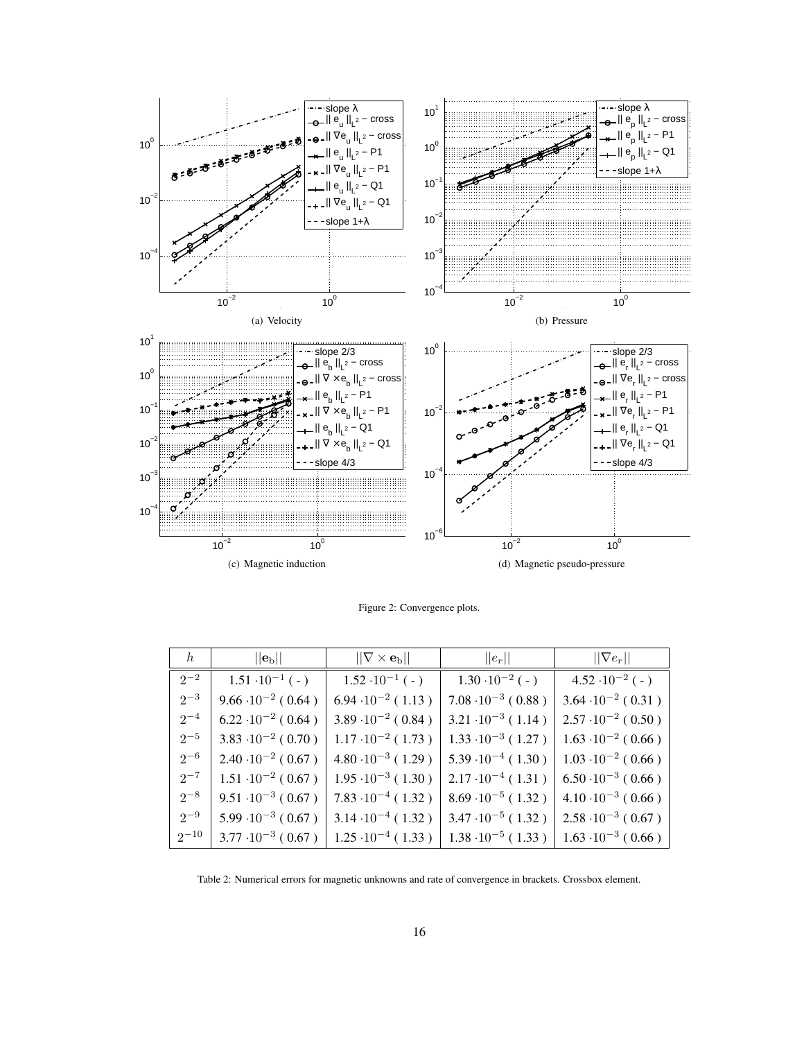(a) Velocity

(b) Pressure

(c) Magnetic induction

(d) Magnetic pseudo-pressure

Figure 2: Convergence plots.

| $h$ | $\|\|\mathbf{e}_b\|\|$ | $\|\|\nabla \times \mathbf{e}_b\|\|$ | $\|\|e_r\|\|$ | $\|\|\nabla e_r\|\|$ |
|---|---|---|---|---|
| $2^{-2}$ | $1.51 \cdot 10^{-1}$ ( - ) | $1.52 \cdot 10^{-1}$ ( - ) | $1.30 \cdot 10^{-2}$ ( - ) | $4.52 \cdot 10^{-2}$ ( - ) |
| $2^{-3}$ | $9.66 \cdot 10^{-2}$ ( 0.64 ) | $6.94 \cdot 10^{-2}$ ( 1.13 ) | $7.08 \cdot 10^{-3}$ ( 0.88 ) | $3.64 \cdot 10^{-2}$ ( 0.31 ) |
| $2^{-4}$ | $6.22 \cdot 10^{-2}$ ( 0.64 ) | $3.89 \cdot 10^{-2}$ ( 0.84 ) | $3.21 \cdot 10^{-3}$ ( 1.14 ) | $2.57 \cdot 10^{-2}$ ( 0.50 ) |
| $2^{-5}$ | $3.83 \cdot 10^{-2}$ ( 0.70 ) | $1.17 \cdot 10^{-2}$ ( 1.73 ) | $1.33 \cdot 10^{-3}$ ( 1.27 ) | $1.63 \cdot 10^{-2}$ ( 0.66 ) |
| $2^{-6}$ | $2.40 \cdot 10^{-2}$ ( 0.67 ) | $4.80 \cdot 10^{-3}$ ( 1.29 ) | $5.39 \cdot 10^{-4}$ ( 1.30 ) | $1.03 \cdot 10^{-2}$ ( 0.66 ) |
| $2^{-7}$ | $1.51 \cdot 10^{-2}$ ( 0.67 ) | $1.95 \cdot 10^{-3}$ ( 1.30 ) | $2.17 \cdot 10^{-4}$ ( 1.31 ) | $6.50 \cdot 10^{-3}$ ( 0.66 ) |
| $2^{-8}$ | $9.51 \cdot 10^{-3}$ ( 0.67 ) | $7.83 \cdot 10^{-4}$ ( 1.32 ) | $8.69 \cdot 10^{-5}$ ( 1.32 ) | $4.10 \cdot 10^{-3}$ ( 0.66 ) |
| $2^{-9}$ | $5.99 \cdot 10^{-3}$ ( 0.67 ) | $3.14 \cdot 10^{-4}$ ( 1.32 ) | $3.47 \cdot 10^{-5}$ ( 1.32 ) | $2.58 \cdot 10^{-3}$ ( 0.67 ) |
| $2^{-10}$ | $3.77 \cdot 10^{-3}$ ( 0.67 ) | $1.25 \cdot 10^{-4}$ ( 1.33 ) | $1.38 \cdot 10^{-5}$ ( 1.33 ) | $1.63 \cdot 10^{-3}$ ( 0.66 ) |

Table 2: Numerical errors for magnetic unknowns and rate of convergence in brackets. Crossbox element.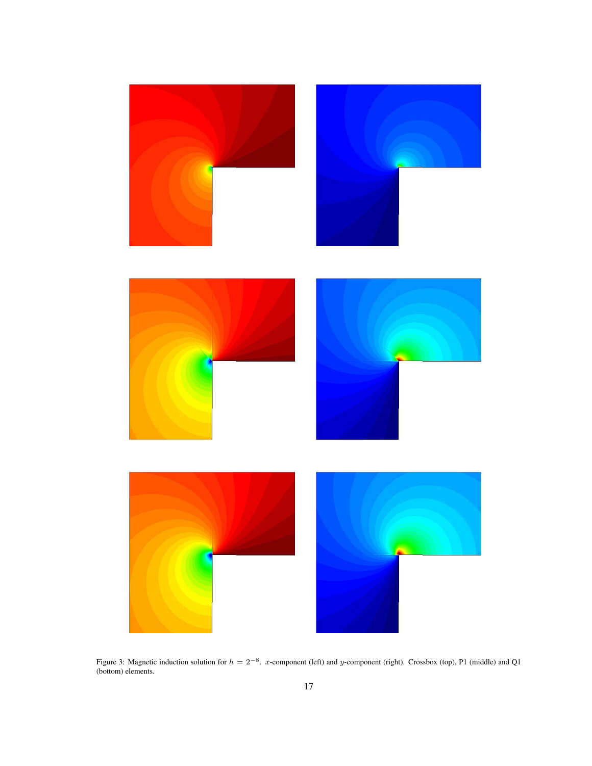Figure 3: Magnetic induction solution for $h = 2^{-8}$. $x$-component (left) and $y$-component (right). Crossbox (top), P1 (middle) and Q1 (bottom) elements.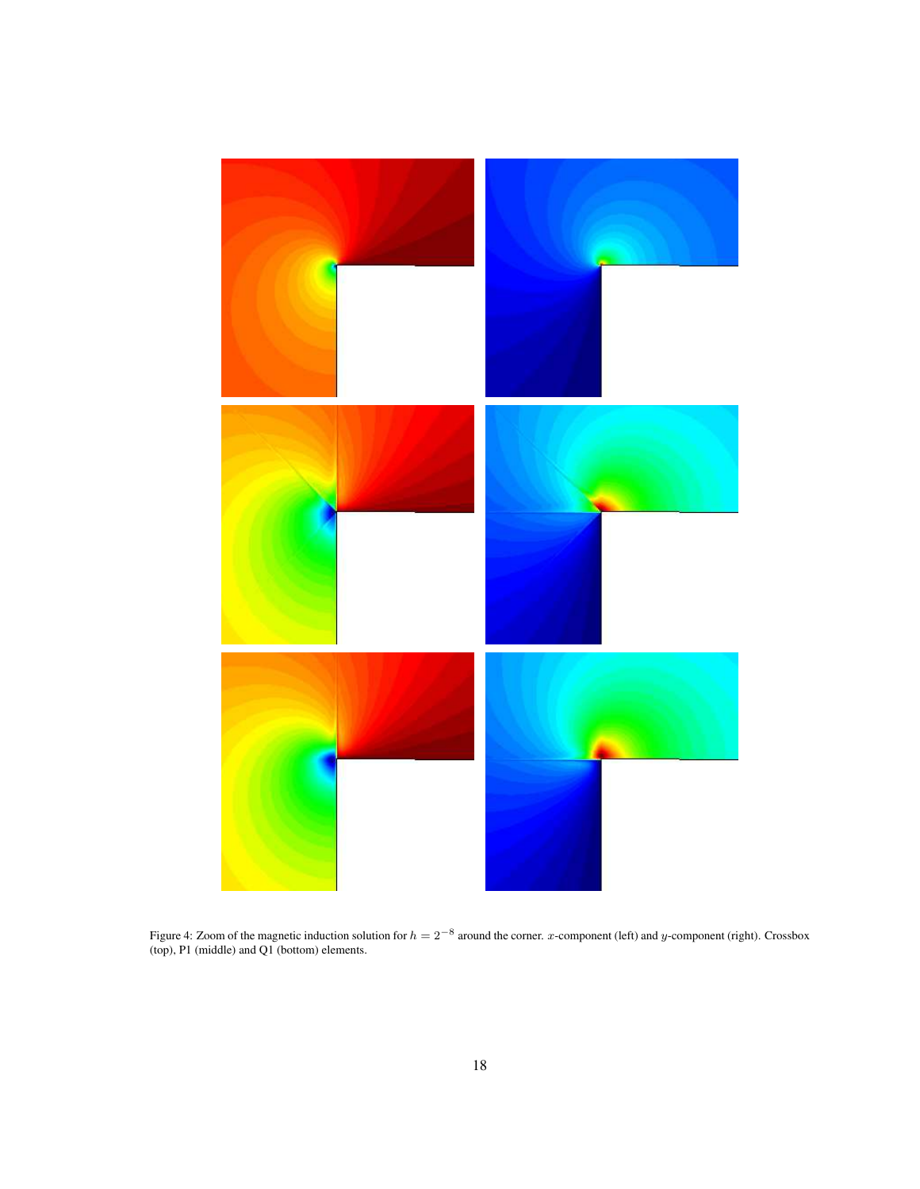Figure 4: Zoom of the magnetic induction solution for $h = 2^{-8}$ around the corner. $x$-component (left) and $y$-component (right). Crossbox (top), P1 (middle) and Q1 (bottom) elements.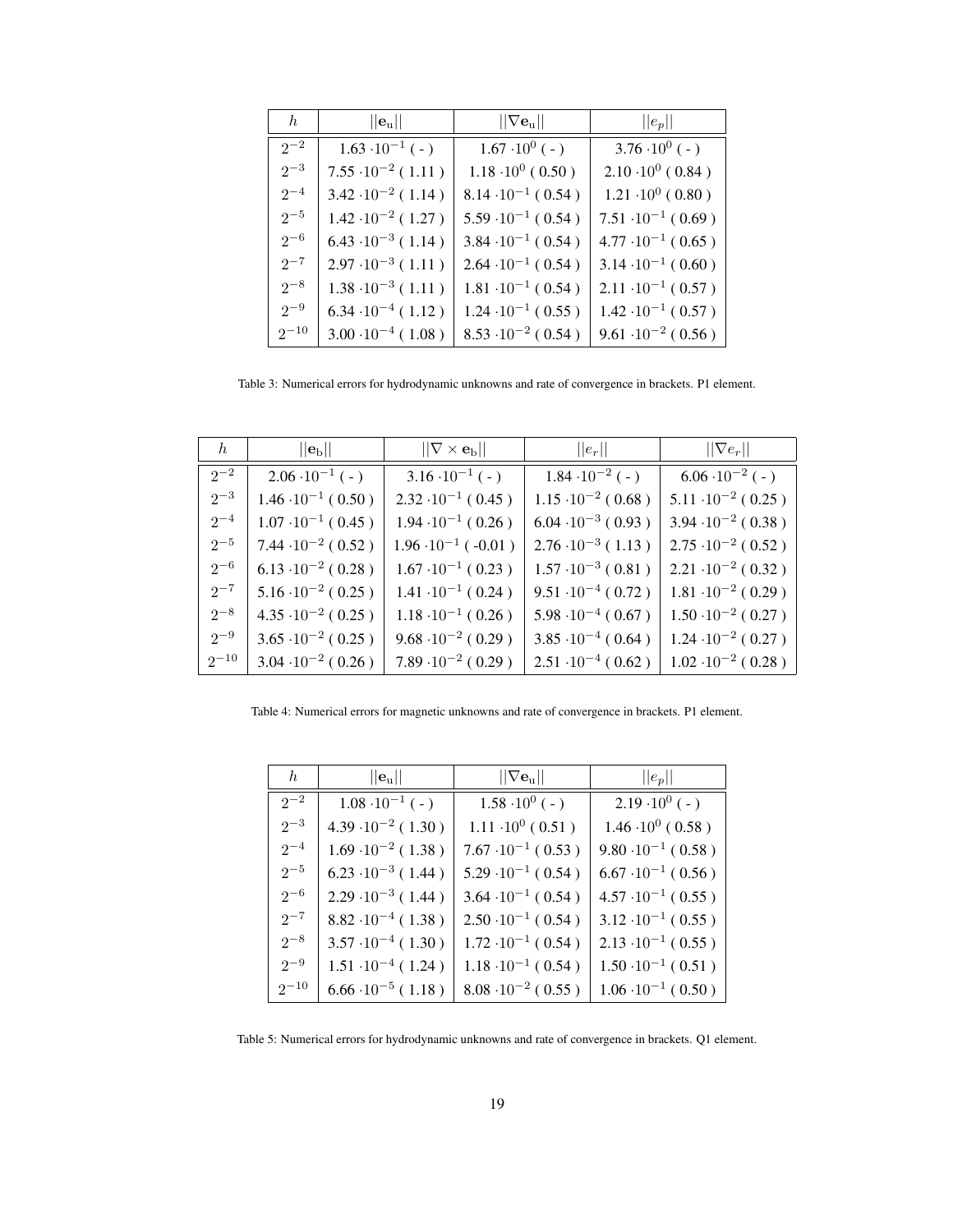| $h$ | $\|\|\mathbf{e}_\mathrm{u}\|\|$ | $\|\|\nabla\mathbf{e}_\mathrm{u}\|\|$ | $\|\|e_p\|\|$ |
|---|---|---|---|
| $2^{-2}$ | $1.63 \cdot 10^{-1}$ ( - ) | $1.67 \cdot 10^{0}$ ( - ) | $3.76 \cdot 10^{0}$ ( - ) |
| $2^{-3}$ | $7.55 \cdot 10^{-2}$ ( 1.11 ) | $1.18 \cdot 10^{0}$ ( 0.50 ) | $2.10 \cdot 10^{0}$ ( 0.84 ) |
| $2^{-4}$ | $3.42 \cdot 10^{-2}$ ( 1.14 ) | $8.14 \cdot 10^{-1}$ ( 0.54 ) | $1.21 \cdot 10^{0}$ ( 0.80 ) |
| $2^{-5}$ | $1.42 \cdot 10^{-2}$ ( 1.27 ) | $5.59 \cdot 10^{-1}$ ( 0.54 ) | $7.51 \cdot 10^{-1}$ ( 0.69 ) |
| $2^{-6}$ | $6.43 \cdot 10^{-3}$ ( 1.14 ) | $3.84 \cdot 10^{-1}$ ( 0.54 ) | $4.77 \cdot 10^{-1}$ ( 0.65 ) |
| $2^{-7}$ | $2.97 \cdot 10^{-3}$ ( 1.11 ) | $2.64 \cdot 10^{-1}$ ( 0.54 ) | $3.14 \cdot 10^{-1}$ ( 0.60 ) |
| $2^{-8}$ | $1.38 \cdot 10^{-3}$ ( 1.11 ) | $1.81 \cdot 10^{-1}$ ( 0.54 ) | $2.11 \cdot 10^{-1}$ ( 0.57 ) |
| $2^{-9}$ | $6.34 \cdot 10^{-4}$ ( 1.12 ) | $1.24 \cdot 10^{-1}$ ( 0.55 ) | $1.42 \cdot 10^{-1}$ ( 0.57 ) |
| $2^{-10}$ | $3.00 \cdot 10^{-4}$ ( 1.08 ) | $8.53 \cdot 10^{-2}$ ( 0.54 ) | $9.61 \cdot 10^{-2}$ ( 0.56 ) |

Table 3: Numerical errors for hydrodynamic unknowns and rate of convergence in brackets. P1 element.

| $h$ | $\|\|\mathbf{e}_\mathrm{b}\|\|$ | $\|\|\nabla\times\mathbf{e}_\mathrm{b}\|\|$ | $\|\|e_r\|\|$ | $\|\|\nabla e_r\|\|$ |
|---|---|---|---|---|
| $2^{-2}$ | $2.06 \cdot 10^{-1}$ ( - ) | $3.16 \cdot 10^{-1}$ ( - ) | $1.84 \cdot 10^{-2}$ ( - ) | $6.06 \cdot 10^{-2}$ ( - ) |
| $2^{-3}$ | $1.46 \cdot 10^{-1}$ ( 0.50 ) | $2.32 \cdot 10^{-1}$ ( 0.45 ) | $1.15 \cdot 10^{-2}$ ( 0.68 ) | $5.11 \cdot 10^{-2}$ ( 0.25 ) |
| $2^{-4}$ | $1.07 \cdot 10^{-1}$ ( 0.45 ) | $1.94 \cdot 10^{-1}$ ( 0.26 ) | $6.04 \cdot 10^{-3}$ ( 0.93 ) | $3.94 \cdot 10^{-2}$ ( 0.38 ) |
| $2^{-5}$ | $7.44 \cdot 10^{-2}$ ( 0.52 ) | $1.96 \cdot 10^{-1}$ ( -0.01 ) | $2.76 \cdot 10^{-3}$ ( 1.13 ) | $2.75 \cdot 10^{-2}$ ( 0.52 ) |
| $2^{-6}$ | $6.13 \cdot 10^{-2}$ ( 0.28 ) | $1.67 \cdot 10^{-1}$ ( 0.23 ) | $1.57 \cdot 10^{-3}$ ( 0.81 ) | $2.21 \cdot 10^{-2}$ ( 0.32 ) |
| $2^{-7}$ | $5.16 \cdot 10^{-2}$ ( 0.25 ) | $1.41 \cdot 10^{-1}$ ( 0.24 ) | $9.51 \cdot 10^{-4}$ ( 0.72 ) | $1.81 \cdot 10^{-2}$ ( 0.29 ) |
| $2^{-8}$ | $4.35 \cdot 10^{-2}$ ( 0.25 ) | $1.18 \cdot 10^{-1}$ ( 0.26 ) | $5.98 \cdot 10^{-4}$ ( 0.67 ) | $1.50 \cdot 10^{-2}$ ( 0.27 ) |
| $2^{-9}$ | $3.65 \cdot 10^{-2}$ ( 0.25 ) | $9.68 \cdot 10^{-2}$ ( 0.29 ) | $3.85 \cdot 10^{-4}$ ( 0.64 ) | $1.24 \cdot 10^{-2}$ ( 0.27 ) |
| $2^{-10}$ | $3.04 \cdot 10^{-2}$ ( 0.26 ) | $7.89 \cdot 10^{-2}$ ( 0.29 ) | $2.51 \cdot 10^{-4}$ ( 0.62 ) | $1.02 \cdot 10^{-2}$ ( 0.28 ) |

Table 4: Numerical errors for magnetic unknowns and rate of convergence in brackets. P1 element.

| $h$ | $\|\|\mathbf{e}_\mathrm{u}\|\|$ | $\|\|\nabla\mathbf{e}_\mathrm{u}\|\|$ | $\|\|e_p\|\|$ |
|---|---|---|---|
| $2^{-2}$ | $1.08 \cdot 10^{-1}$ ( - ) | $1.58 \cdot 10^{0}$ ( - ) | $2.19 \cdot 10^{0}$ ( - ) |
| $2^{-3}$ | $4.39 \cdot 10^{-2}$ ( 1.30 ) | $1.11 \cdot 10^{0}$ ( 0.51 ) | $1.46 \cdot 10^{0}$ ( 0.58 ) |
| $2^{-4}$ | $1.69 \cdot 10^{-2}$ ( 1.38 ) | $7.67 \cdot 10^{-1}$ ( 0.53 ) | $9.80 \cdot 10^{-1}$ ( 0.58 ) |
| $2^{-5}$ | $6.23 \cdot 10^{-3}$ ( 1.44 ) | $5.29 \cdot 10^{-1}$ ( 0.54 ) | $6.67 \cdot 10^{-1}$ ( 0.56 ) |
| $2^{-6}$ | $2.29 \cdot 10^{-3}$ ( 1.44 ) | $3.64 \cdot 10^{-1}$ ( 0.54 ) | $4.57 \cdot 10^{-1}$ ( 0.55 ) |
| $2^{-7}$ | $8.82 \cdot 10^{-4}$ ( 1.38 ) | $2.50 \cdot 10^{-1}$ ( 0.54 ) | $3.12 \cdot 10^{-1}$ ( 0.55 ) |
| $2^{-8}$ | $3.57 \cdot 10^{-4}$ ( 1.30 ) | $1.72 \cdot 10^{-1}$ ( 0.54 ) | $2.13 \cdot 10^{-1}$ ( 0.55 ) |
| $2^{-9}$ | $1.51 \cdot 10^{-4}$ ( 1.24 ) | $1.18 \cdot 10^{-1}$ ( 0.54 ) | $1.50 \cdot 10^{-1}$ ( 0.51 ) |
| $2^{-10}$ | $6.66 \cdot 10^{-5}$ ( 1.18 ) | $8.08 \cdot 10^{-2}$ ( 0.55 ) | $1.06 \cdot 10^{-1}$ ( 0.50 ) |

Table 5: Numerical errors for hydrodynamic unknowns and rate of convergence in brackets. Q1 element.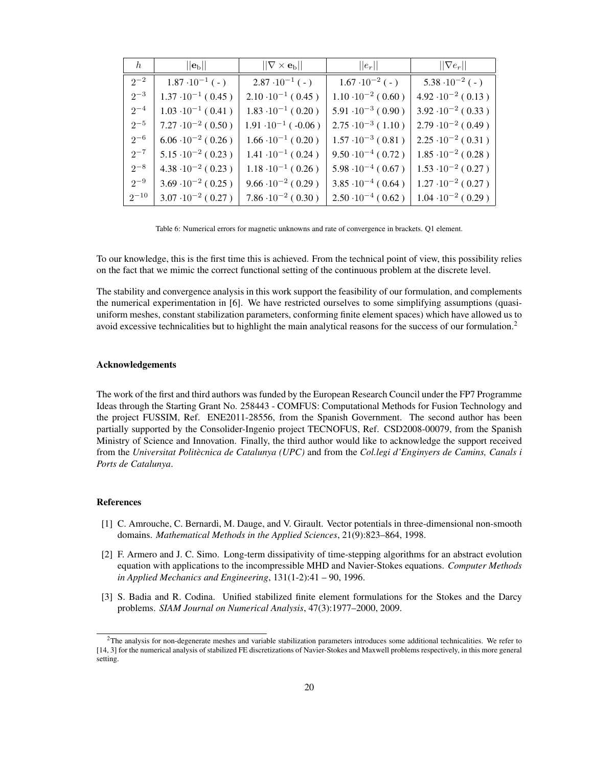| $h$ | $\|\|\mathbf{e}_\text{b}\|\|$ | $\|\|\nabla \times \mathbf{e}_\text{b}\|\|$ | $\|\|e_r\|\|$ | $\|\|\nabla e_r\|\|$ |
|---|---|---|---|---|
| $2^{-2}$ | $1.87 \cdot 10^{-1}$ ( - ) | $2.87 \cdot 10^{-1}$ ( - ) | $1.67 \cdot 10^{-2}$ ( - ) | $5.38 \cdot 10^{-2}$ ( - ) |
| $2^{-3}$ | $1.37 \cdot 10^{-1}$ ( 0.45 ) | $2.10 \cdot 10^{-1}$ ( 0.45 ) | $1.10 \cdot 10^{-2}$ ( 0.60 ) | $4.92 \cdot 10^{-2}$ ( 0.13 ) |
| $2^{-4}$ | $1.03 \cdot 10^{-1}$ ( 0.41 ) | $1.83 \cdot 10^{-1}$ ( 0.20 ) | $5.91 \cdot 10^{-3}$ ( 0.90 ) | $3.92 \cdot 10^{-2}$ ( 0.33 ) |
| $2^{-5}$ | $7.27 \cdot 10^{-2}$ ( 0.50 ) | $1.91 \cdot 10^{-1}$ ( -0.06 ) | $2.75 \cdot 10^{-3}$ ( 1.10 ) | $2.79 \cdot 10^{-2}$ ( 0.49 ) |
| $2^{-6}$ | $6.06 \cdot 10^{-2}$ ( 0.26 ) | $1.66 \cdot 10^{-1}$ ( 0.20 ) | $1.57 \cdot 10^{-3}$ ( 0.81 ) | $2.25 \cdot 10^{-2}$ ( 0.31 ) |
| $2^{-7}$ | $5.15 \cdot 10^{-2}$ ( 0.23 ) | $1.41 \cdot 10^{-1}$ ( 0.24 ) | $9.50 \cdot 10^{-4}$ ( 0.72 ) | $1.85 \cdot 10^{-2}$ ( 0.28 ) |
| $2^{-8}$ | $4.38 \cdot 10^{-2}$ ( 0.23 ) | $1.18 \cdot 10^{-1}$ ( 0.26 ) | $5.98 \cdot 10^{-4}$ ( 0.67 ) | $1.53 \cdot 10^{-2}$ ( 0.27 ) |
| $2^{-9}$ | $3.69 \cdot 10^{-2}$ ( 0.25 ) | $9.66 \cdot 10^{-2}$ ( 0.29 ) | $3.85 \cdot 10^{-4}$ ( 0.64 ) | $1.27 \cdot 10^{-2}$ ( 0.27 ) |
| $2^{-10}$ | $3.07 \cdot 10^{-2}$ ( 0.27 ) | $7.86 \cdot 10^{-2}$ ( 0.30 ) | $2.50 \cdot 10^{-4}$ ( 0.62 ) | $1.04 \cdot 10^{-2}$ ( 0.29 ) |

Table 6: Numerical errors for magnetic unknowns and rate of convergence in brackets. Q1 element.

To our knowledge, this is the first time this is achieved. From the technical point of view, this possibility relies on the fact that we mimic the correct functional setting of the continuous problem at the discrete level.

The stability and convergence analysis in this work support the feasibility of our formulation, and complements the numerical experimentation in [6]. We have restricted ourselves to some simplifying assumptions (quasi-uniform meshes, constant stabilization parameters, conforming finite element spaces) which have allowed us to avoid excessive technicalities but to highlight the main analytical reasons for the success of our formulation.[2]

### Acknowledgements

The work of the first and third authors was funded by the European Research Council under the FP7 Programme Ideas through the Starting Grant No. 258443 - COMFUS: Computational Methods for Fusion Technology and the project FUSSIM, Ref. ENE2011-28556, from the Spanish Government. The second author has been partially supported by the Consolider-Ingenio project TECNOFUS, Ref. CSD2008-00079, from the Spanish Ministry of Science and Innovation. Finally, the third author would like to acknowledge the support received from the *Universitat Politècnica de Catalunya (UPC)* and from the *Col.legi d'Enginyers de Camins, Canals i Ports de Catalunya*.

### References

[1] C. Amrouche, C. Bernardi, M. Dauge, and V. Girault. Vector potentials in three-dimensional non-smooth domains. *Mathematical Methods in the Applied Sciences*, 21(9):823–864, 1998.

[2] F. Armero and J. C. Simo. Long-term dissipativity of time-stepping algorithms for an abstract evolution equation with applications to the incompressible MHD and Navier-Stokes equations. *Computer Methods in Applied Mechanics and Engineering*, 131(1-2):41 – 90, 1996.

[3] S. Badia and R. Codina. Unified stabilized finite element formulations for the Stokes and the Darcy problems. *SIAM Journal on Numerical Analysis*, 47(3):1977–2000, 2009.

[2] The analysis for non-degenerate meshes and variable stabilization parameters introduces some additional technicalities. We refer to [14, 3] for the numerical analysis of stabilized FE discretizations of Navier-Stokes and Maxwell problems respectively, in this more general setting.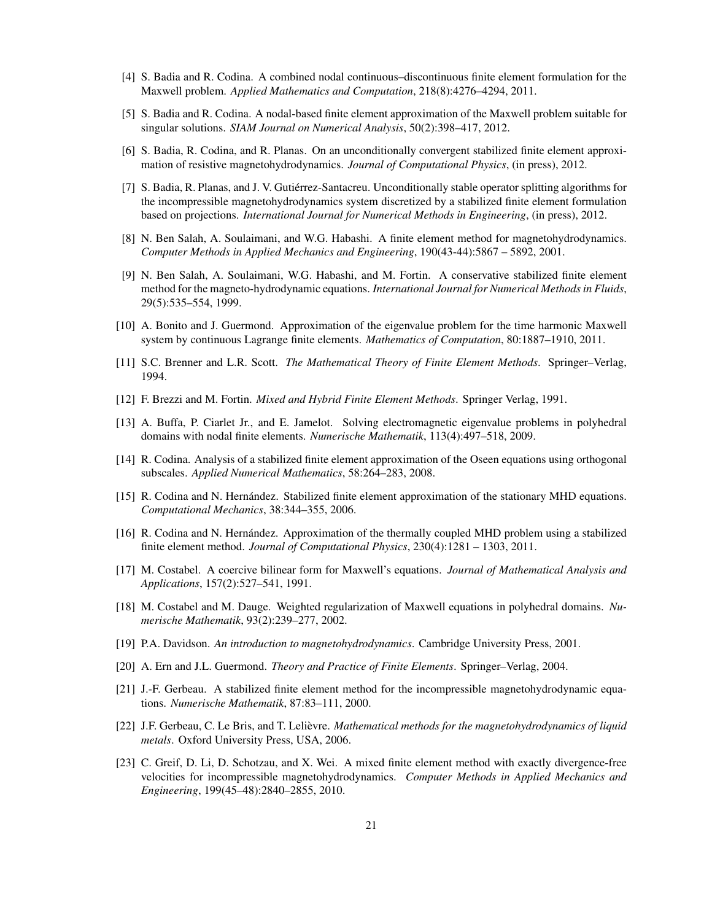[4] S. Badia and R. Codina. A combined nodal continuous–discontinuous finite element formulation for the Maxwell problem. *Applied Mathematics and Computation*, 218(8):4276–4294, 2011.

[5] S. Badia and R. Codina. A nodal-based finite element approximation of the Maxwell problem suitable for singular solutions. *SIAM Journal on Numerical Analysis*, 50(2):398–417, 2012.

[6] S. Badia, R. Codina, and R. Planas. On an unconditionally convergent stabilized finite element approximation of resistive magnetohydrodynamics. *Journal of Computational Physics*, (in press), 2012.

[7] S. Badia, R. Planas, and J. V. Gutiérrez-Santacreu. Unconditionally stable operator splitting algorithms for the incompressible magnetohydrodynamics system discretized by a stabilized finite element formulation based on projections. *International Journal for Numerical Methods in Engineering*, (in press), 2012.

[8] N. Ben Salah, A. Soulaimani, and W.G. Habashi. A finite element method for magnetohydrodynamics. *Computer Methods in Applied Mechanics and Engineering*, 190(43-44):5867 – 5892, 2001.

[9] N. Ben Salah, A. Soulaimani, W.G. Habashi, and M. Fortin. A conservative stabilized finite element method for the magneto-hydrodynamic equations. *International Journal for Numerical Methods in Fluids*, 29(5):535–554, 1999.

[10] A. Bonito and J. Guermond. Approximation of the eigenvalue problem for the time harmonic Maxwell system by continuous Lagrange finite elements. *Mathematics of Computation*, 80:1887–1910, 2011.

[11] S.C. Brenner and L.R. Scott. *The Mathematical Theory of Finite Element Methods*. Springer–Verlag, 1994.

[12] F. Brezzi and M. Fortin. *Mixed and Hybrid Finite Element Methods*. Springer Verlag, 1991.

[13] A. Buffa, P. Ciarlet Jr., and E. Jamelot. Solving electromagnetic eigenvalue problems in polyhedral domains with nodal finite elements. *Numerische Mathematik*, 113(4):497–518, 2009.

[14] R. Codina. Analysis of a stabilized finite element approximation of the Oseen equations using orthogonal subscales. *Applied Numerical Mathematics*, 58:264–283, 2008.

[15] R. Codina and N. Hernández. Stabilized finite element approximation of the stationary MHD equations. *Computational Mechanics*, 38:344–355, 2006.

[16] R. Codina and N. Hernández. Approximation of the thermally coupled MHD problem using a stabilized finite element method. *Journal of Computational Physics*, 230(4):1281 – 1303, 2011.

[17] M. Costabel. A coercive bilinear form for Maxwell's equations. *Journal of Mathematical Analysis and Applications*, 157(2):527–541, 1991.

[18] M. Costabel and M. Dauge. Weighted regularization of Maxwell equations in polyhedral domains. *Numerische Mathematik*, 93(2):239–277, 2002.

[19] P.A. Davidson. *An introduction to magnetohydrodynamics*. Cambridge University Press, 2001.

[20] A. Ern and J.L. Guermond. *Theory and Practice of Finite Elements*. Springer–Verlag, 2004.

[21] J.-F. Gerbeau. A stabilized finite element method for the incompressible magnetohydrodynamic equations. *Numerische Mathematik*, 87:83–111, 2000.

[22] J.F. Gerbeau, C. Le Bris, and T. Lelièvre. *Mathematical methods for the magnetohydrodynamics of liquid metals*. Oxford University Press, USA, 2006.

[23] C. Greif, D. Li, D. Schotzau, and X. Wei. A mixed finite element method with exactly divergence-free velocities for incompressible magnetohydrodynamics. *Computer Methods in Applied Mechanics and Engineering*, 199(45–48):2840–2855, 2010.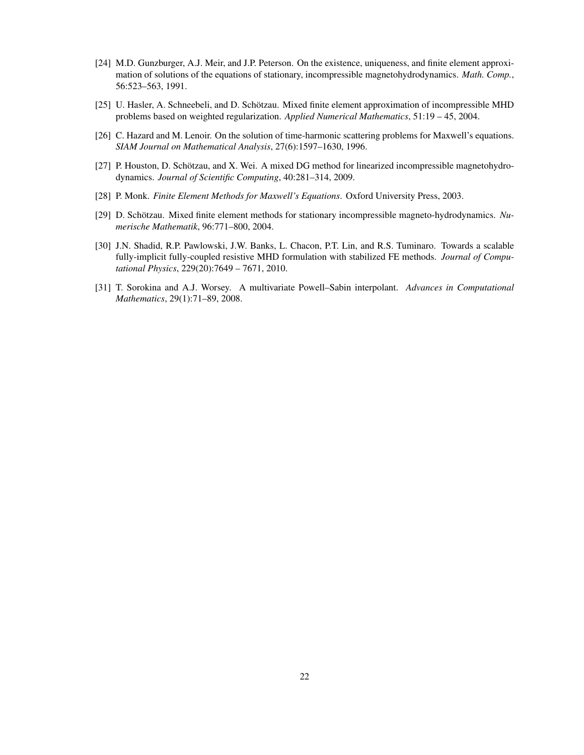[24] M.D. Gunzburger, A.J. Meir, and J.P. Peterson. On the existence, uniqueness, and finite element approximation of solutions of the equations of stationary, incompressible magnetohydrodynamics. *Math. Comp.*, 56:523–563, 1991.

[25] U. Hasler, A. Schneebeli, and D. Schötzau. Mixed finite element approximation of incompressible MHD problems based on weighted regularization. *Applied Numerical Mathematics*, 51:19 – 45, 2004.

[26] C. Hazard and M. Lenoir. On the solution of time-harmonic scattering problems for Maxwell's equations. *SIAM Journal on Mathematical Analysis*, 27(6):1597–1630, 1996.

[27] P. Houston, D. Schötzau, and X. Wei. A mixed DG method for linearized incompressible magnetohydrodynamics. *Journal of Scientific Computing*, 40:281–314, 2009.

[28] P. Monk. *Finite Element Methods for Maxwell's Equations*. Oxford University Press, 2003.

[29] D. Schötzau. Mixed finite element methods for stationary incompressible magneto-hydrodynamics. *Numerische Mathematik*, 96:771–800, 2004.

[30] J.N. Shadid, R.P. Pawlowski, J.W. Banks, L. Chacon, P.T. Lin, and R.S. Tuminaro. Towards a scalable fully-implicit fully-coupled resistive MHD formulation with stabilized FE methods. *Journal of Computational Physics*, 229(20):7649 – 7671, 2010.

[31] T. Sorokina and A.J. Worsey. A multivariate Powell–Sabin interpolant. *Advances in Computational Mathematics*, 29(1):71–89, 2008.